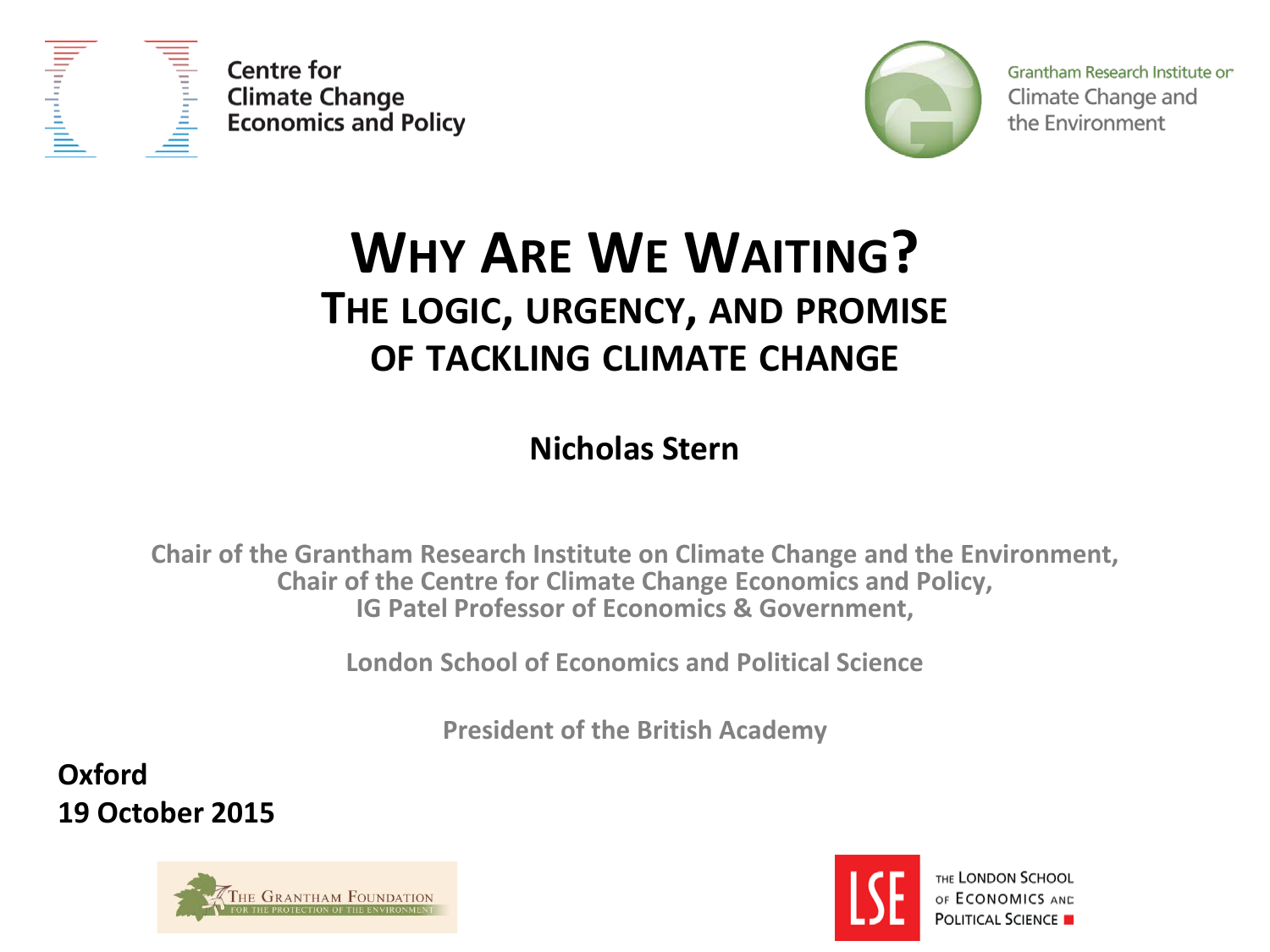Centre for Climate Change Economics and Policy

Grantham Research Institute on Climate Change and the Environment

# WHY ARE WE WAITING?

## THE LOGIC, URGENCY, AND PROMISE OF TACKLING CLIMATE CHANGE

**Nicholas Stern**

Chair of the Grantham Research Institute on Climate Change and the Environment,
Chair of the Centre for Climate Change Economics and Policy,
IG Patel Professor of Economics & Government,

London School of Economics and Political Science

President of the British Academy

**Oxford**
**19 October 2015**

The Grantham Foundation for the Protection of the Environment

The London School of Economics and Political Science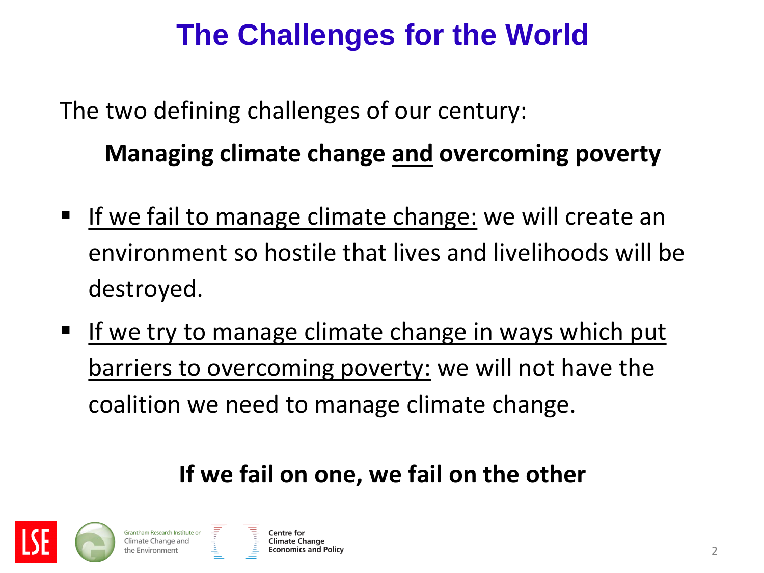# The Challenges for the World

The two defining challenges of our century:

**Managing climate change and overcoming poverty**

- If we fail to manage climate change: we will create an environment so hostile that lives and livelihoods will be destroyed.
- If we try to manage climate change in ways which put barriers to overcoming poverty: we will not have the coalition we need to manage climate change.

**If we fail on one, we fail on the other**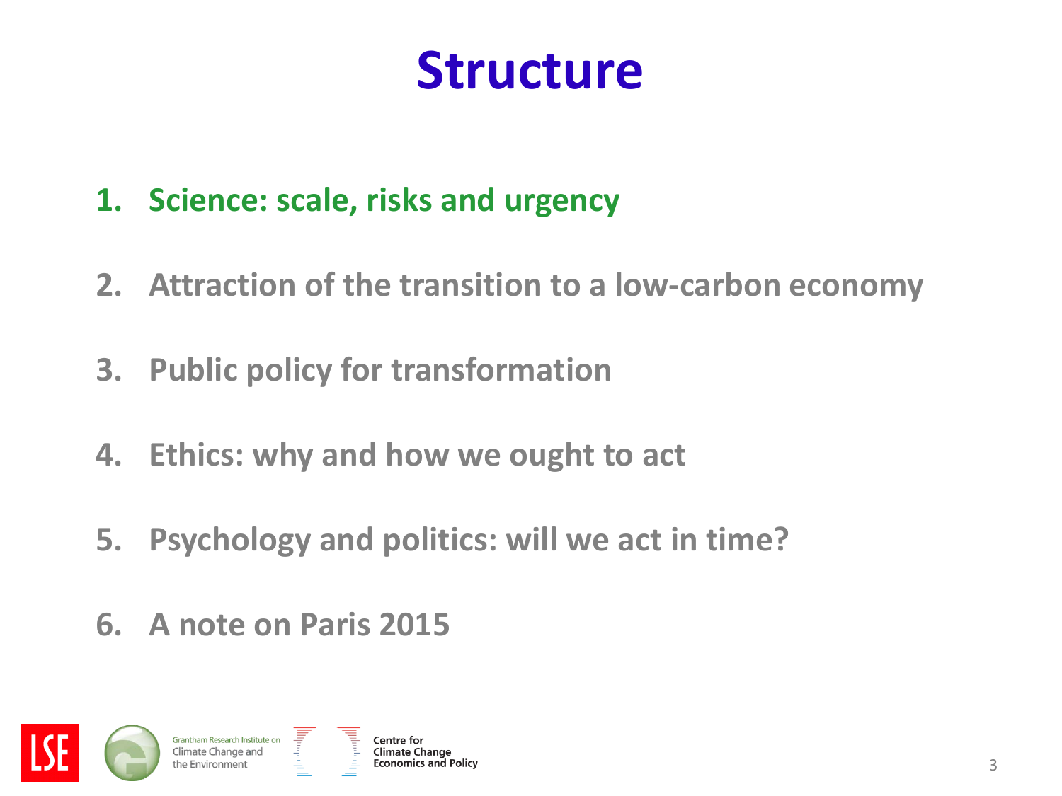# Structure

1. **Science: scale, risks and urgency**
2. **Attraction of the transition to a low-carbon economy**
3. **Public policy for transformation**
4. **Ethics: why and how we ought to act**
5. **Psychology and politics: will we act in time?**
6. **A note on Paris 2015**

Grantham Research Institute on Climate Change and the Environment

Centre for Climate Change Economics and Policy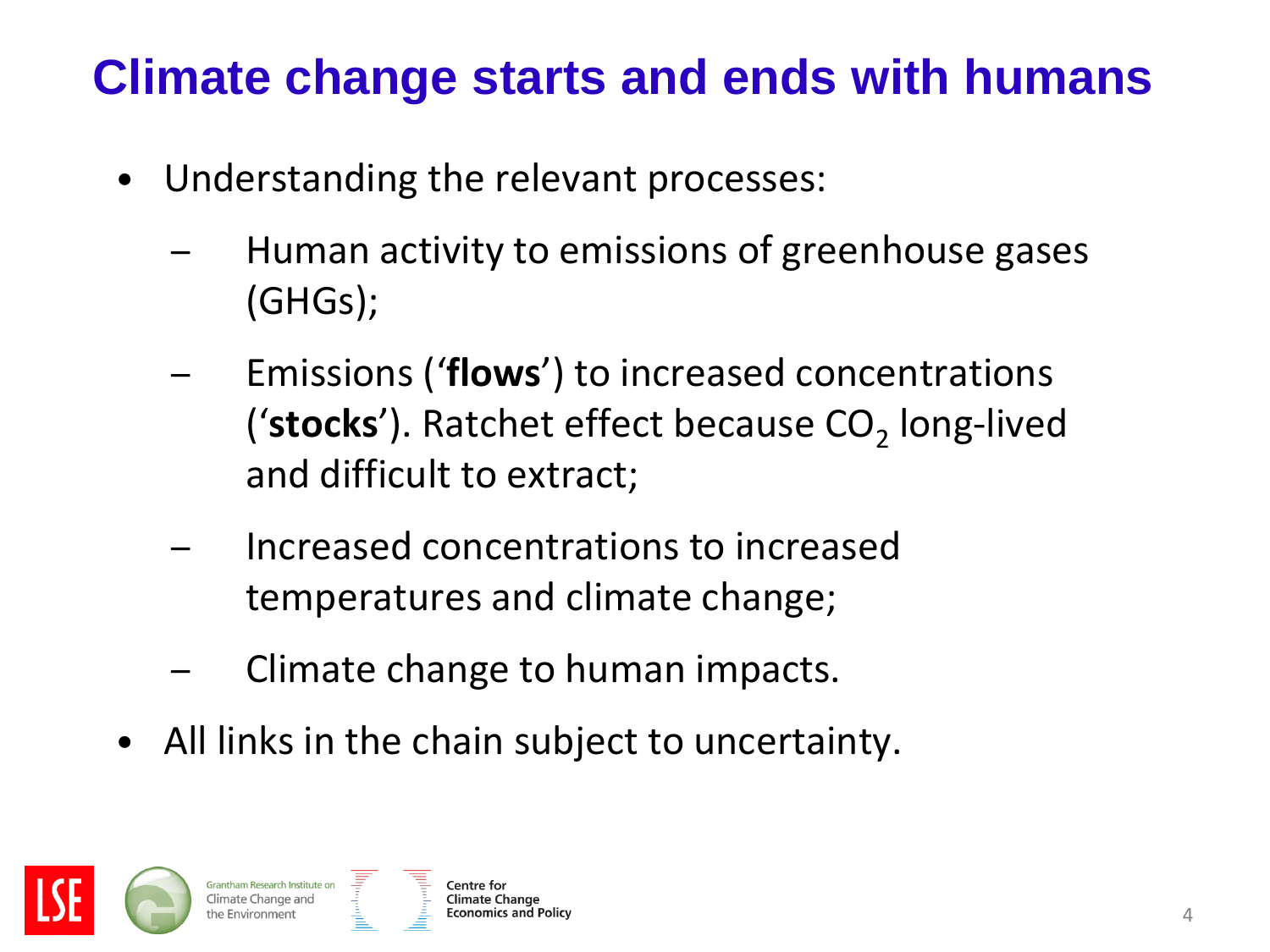# Climate change starts and ends with humans

- Understanding the relevant processes:
  - Human activity to emissions of greenhouse gases (GHGs);
  - Emissions (‘**flows**’) to increased concentrations (‘**stocks**’). Ratchet effect because $CO_2$ long-lived and difficult to extract;
  - Increased concentrations to increased temperatures and climate change;
  - Climate change to human impacts.
- All links in the chain subject to uncertainty.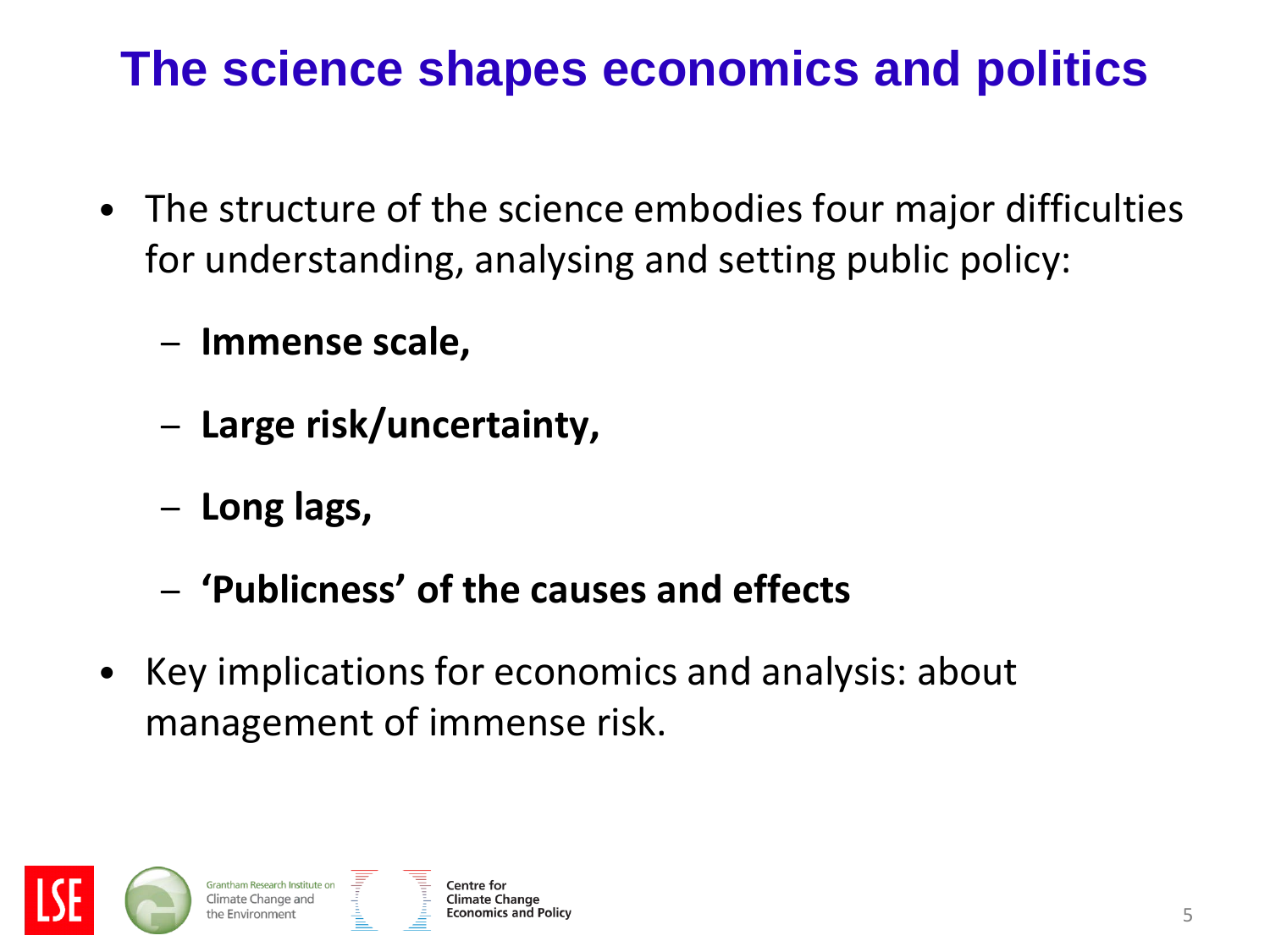# The science shapes economics and politics

- The structure of the science embodies four major difficulties for understanding, analysing and setting public policy:
  - **Immense scale,**
  - **Large risk/uncertainty,**
  - **Long lags,**
  - **'Publicness' of the causes and effects**
- Key implications for economics and analysis: about management of immense risk.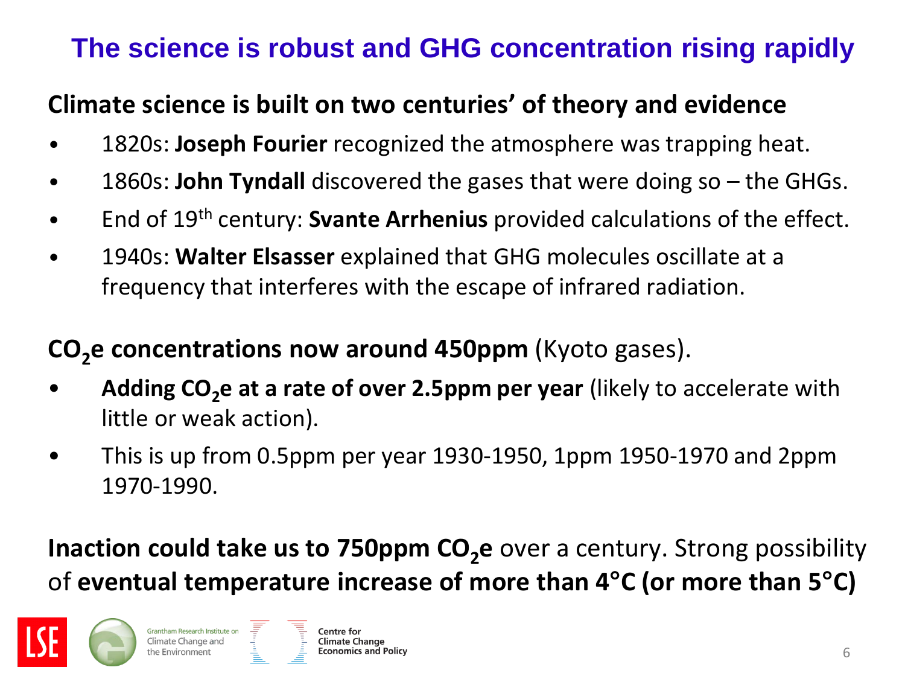# The science is robust and GHG concentration rising rapidly

**Climate science is built on two centuries' of theory and evidence**

- 1820s: **Joseph Fourier** recognized the atmosphere was trapping heat.
- 1860s: **John Tyndall** discovered the gases that were doing so – the GHGs.
- End of 19th century: **Svante Arrhenius** provided calculations of the effect.
- 1940s: **Walter Elsasser** explained that GHG molecules oscillate at a frequency that interferes with the escape of infrared radiation.

**$CO_2$e concentrations now around 450ppm** (Kyoto gases).

- **Adding $CO_2$e at a rate of over 2.5ppm per year** (likely to accelerate with little or weak action).
- This is up from 0.5ppm per year 1930-1950, 1ppm 1950-1970 and 2ppm 1970-1990.

**Inaction could take us to 750ppm $CO_2$e** over a century. Strong possibility of **eventual temperature increase of more than 4°C (or more than 5°C)**

LSE Grantham Research Institute on Climate Change and the Environment Centre for Climate Change Economics and Policy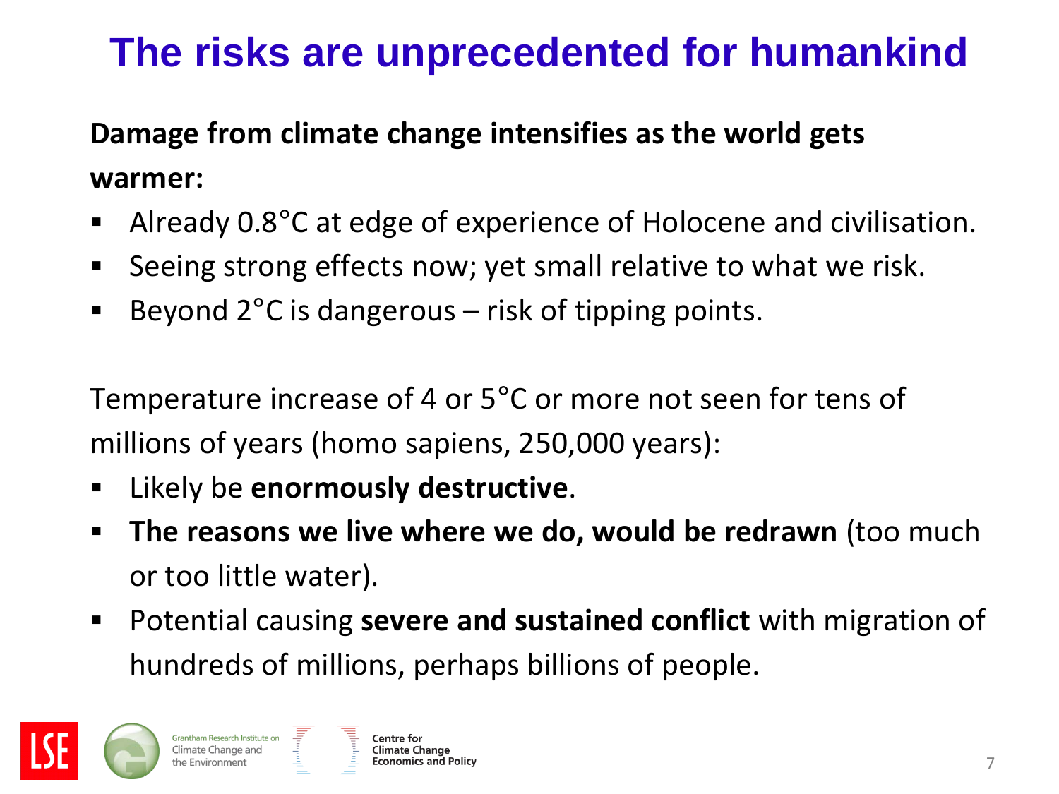# The risks are unprecedented for humankind

**Damage from climate change intensifies as the world gets warmer:**

- Already 0.8°C at edge of experience of Holocene and civilisation.
- Seeing strong effects now; yet small relative to what we risk.
- Beyond 2°C is dangerous – risk of tipping points.

Temperature increase of 4 or 5°C or more not seen for tens of millions of years (homo sapiens, 250,000 years):

- Likely be **enormously destructive**.
- **The reasons we live where we do, would be redrawn** (too much or too little water).
- Potential causing **severe and sustained conflict** with migration of hundreds of millions, perhaps billions of people.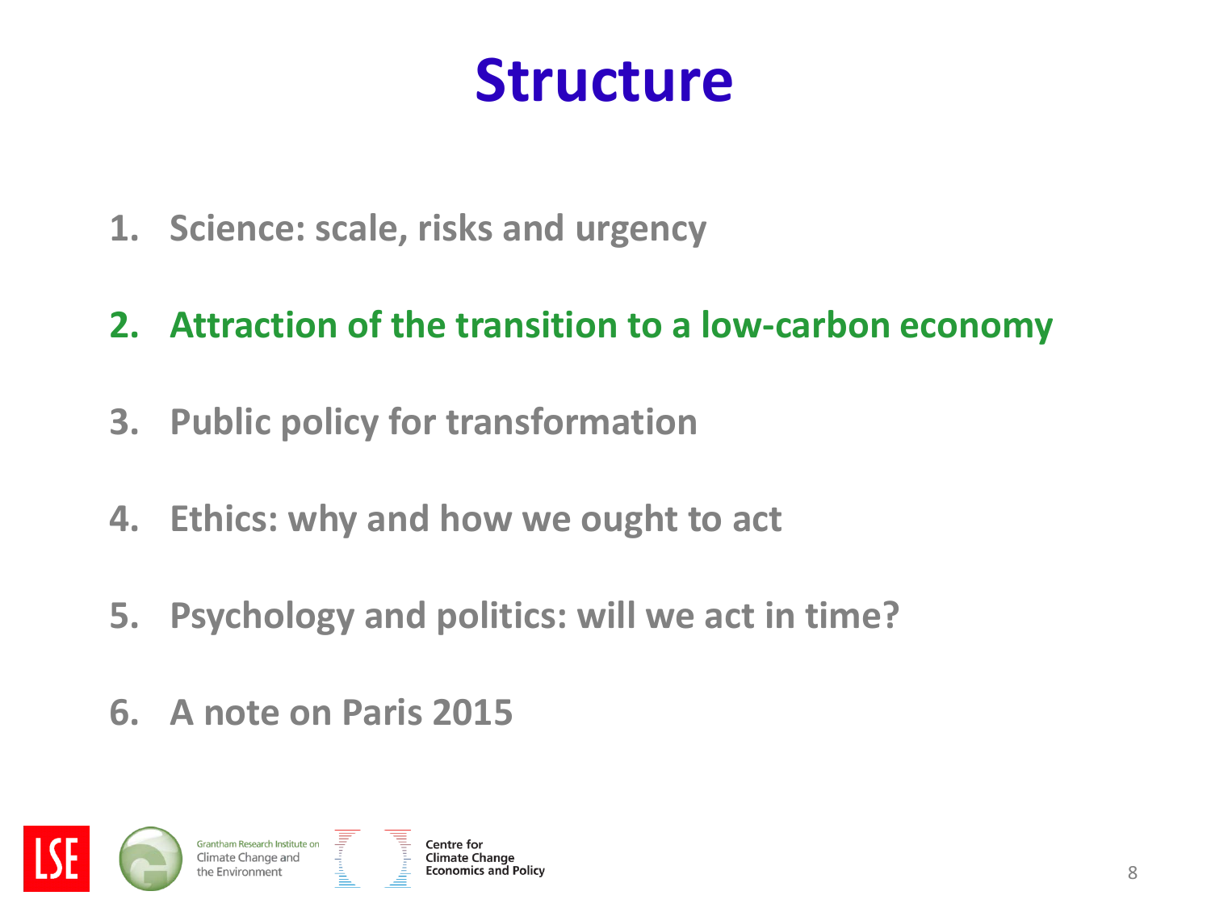# Structure

1. Science: scale, risks and urgency
2. **Attraction of the transition to a low-carbon economy**
3. Public policy for transformation
4. Ethics: why and how we ought to act
5. Psychology and politics: will we act in time?
6. A note on Paris 2015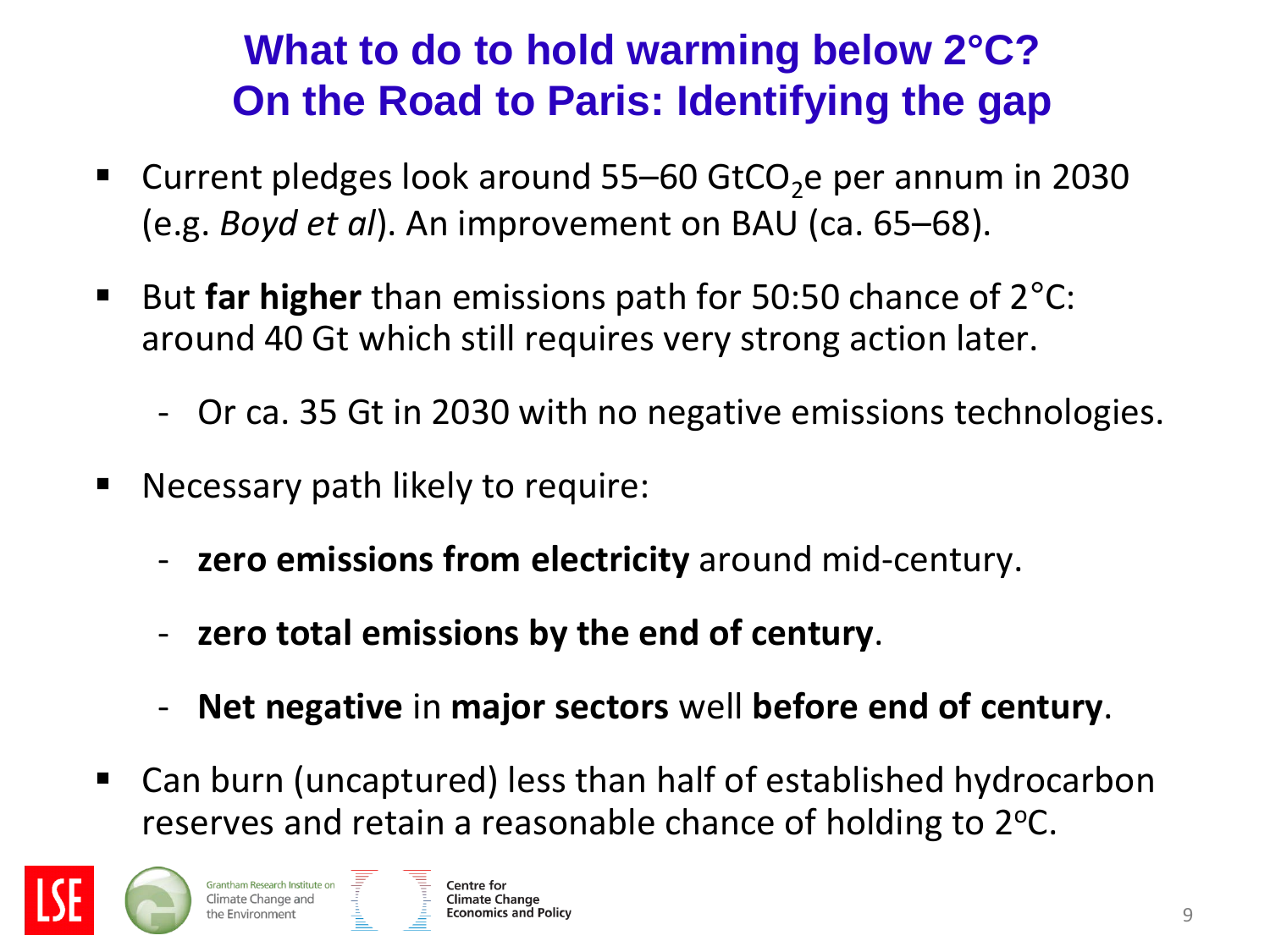# What to do to hold warming below 2°C?
# On the Road to Paris: Identifying the gap

- Current pledges look around 55–60 $GtCO_2e$ per annum in 2030 (e.g. *Boyd et al*). An improvement on BAU (ca. 65–68).
- But **far higher** than emissions path for 50:50 chance of 2°C: around 40 Gt which still requires very strong action later.
  - Or ca. 35 Gt in 2030 with no negative emissions technologies.
- Necessary path likely to require:
  - **zero emissions from electricity** around mid-century.
  - **zero total emissions by the end of century**.
  - **Net negative** in **major sectors** well **before end of century**.
- Can burn (uncaptured) less than half of established hydrocarbon reserves and retain a reasonable chance of holding to 2°C.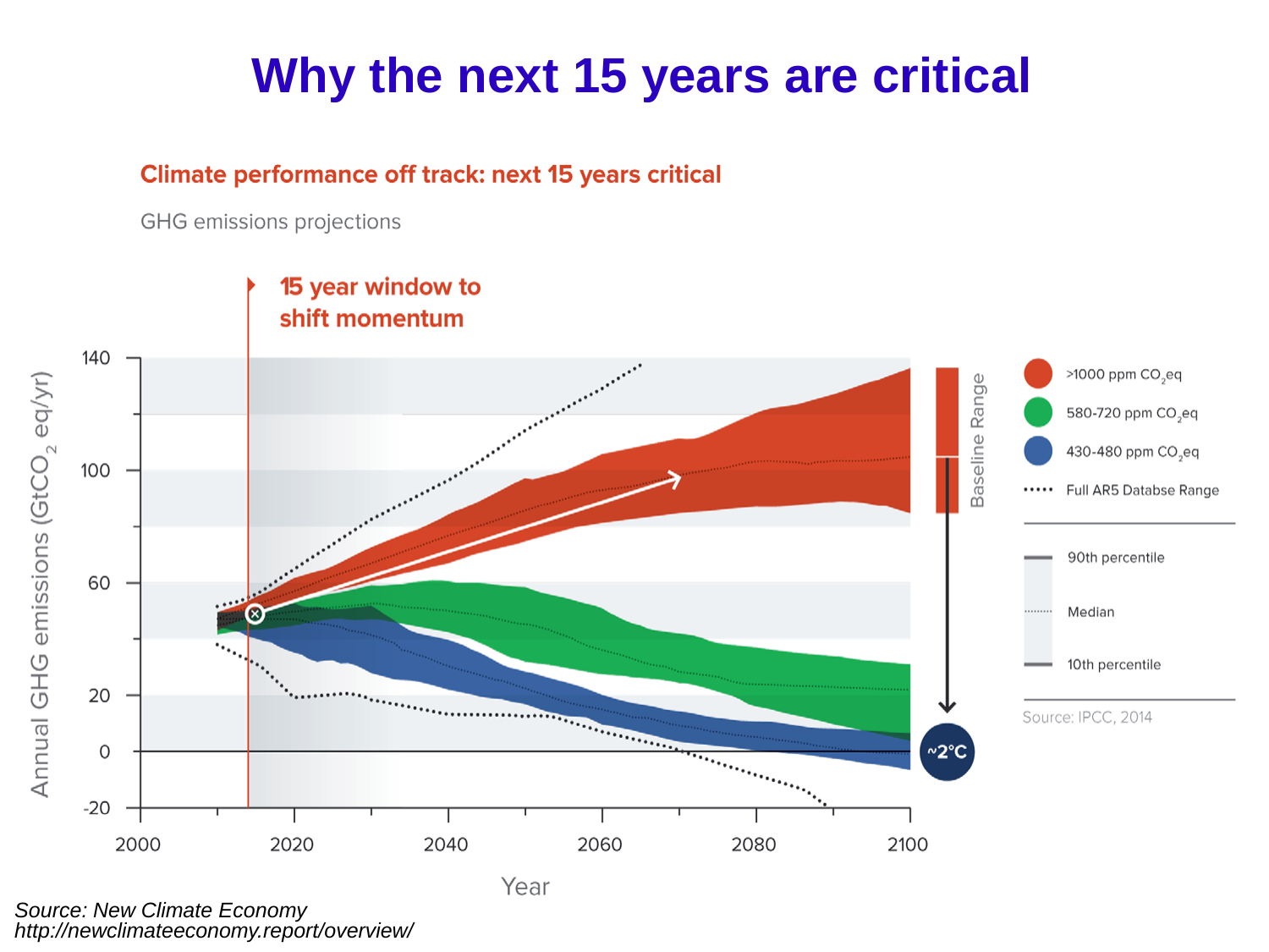# Why the next 15 years are critical

**Climate performance off track: next 15 years critical**

GHG emissions projections

15 year window to shift momentum

Annual GHG emissions ($GtCO_2$ eq/yr)

Year

- >1000 ppm $CO_2$eq
- 580-720 ppm $CO_2$eq
- 430-480 ppm $CO_2$eq
- Full AR5 Databse Range

- 90th percentile
- Median
- 10th percentile

Baseline Range

~2°C

Source: IPCC, 2014

*Source: New Climate Economy*
*http://newclimateeconomy.report/overview/*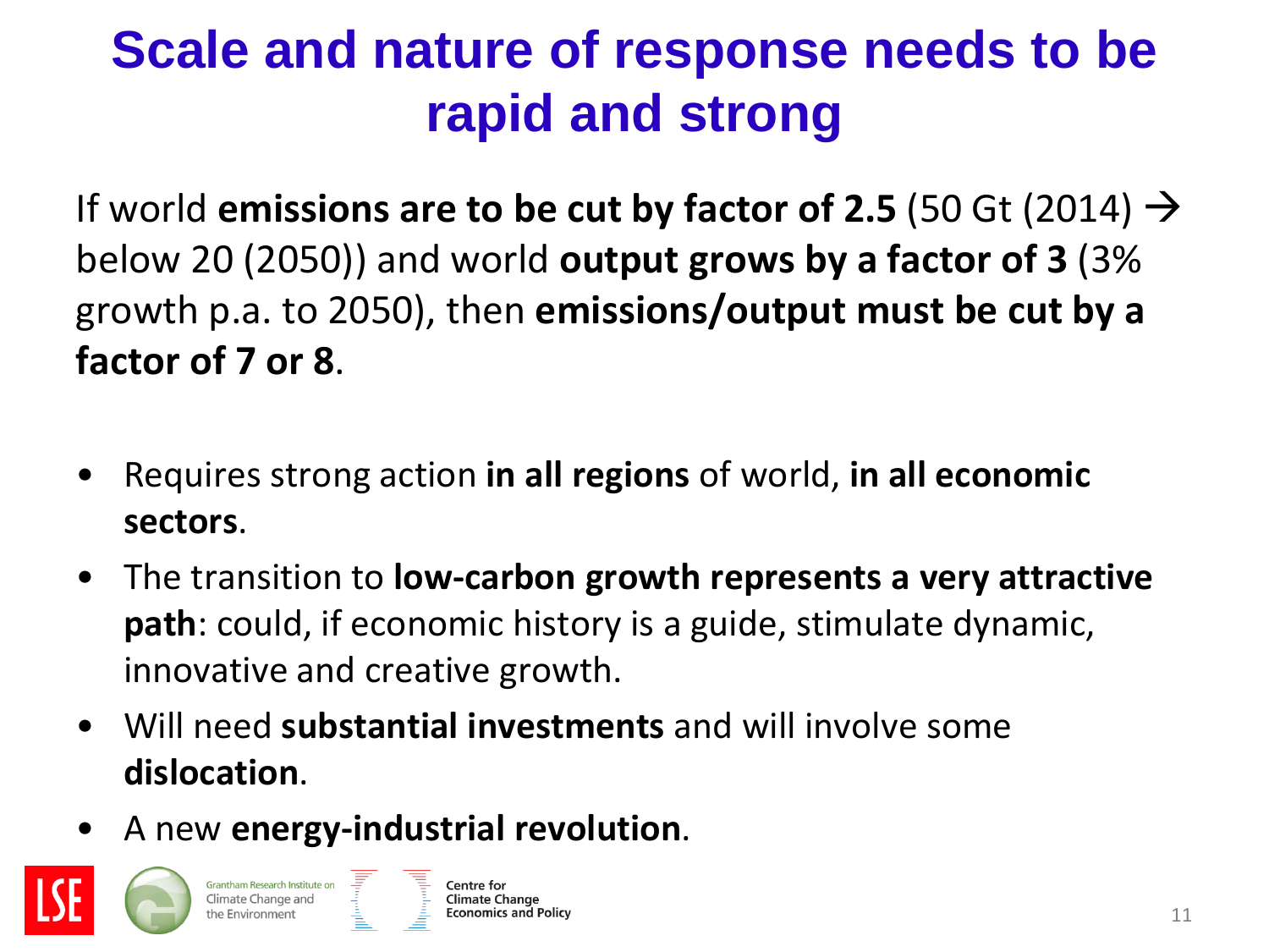# Scale and nature of response needs to be rapid and strong

If world **emissions are to be cut by factor of 2.5** (50 Gt (2014) → below 20 (2050)) and world **output grows by a factor of 3** (3% growth p.a. to 2050), then **emissions/output must be cut by a factor of 7 or 8**.

- Requires strong action **in all regions** of world, **in all economic sectors**.
- The transition to **low-carbon growth represents a very attractive path**: could, if economic history is a guide, stimulate dynamic, innovative and creative growth.
- Will need **substantial investments** and will involve some **dislocation**.
- A new **energy-industrial revolution**.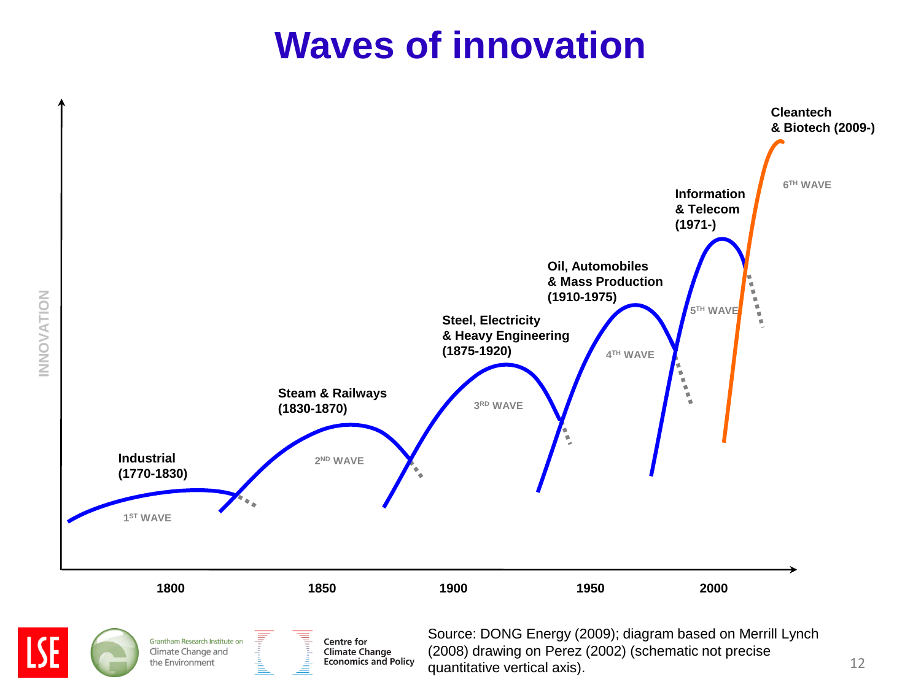# Waves of innovation

INNOVATION

Industrial (1770-1830) — 1ST WAVE

Steam & Railways (1830-1870) — 2ND WAVE

Steel, Electricity & Heavy Engineering (1875-1920) — 3RD WAVE

Oil, Automobiles & Mass Production (1910-1975) — 4TH WAVE

Information & Telecom (1971-) — 5TH WAVE

Cleantech & Biotech (2009-) — 6TH WAVE

1800 1850 1900 1950 2000

Source: DONG Energy (2009); diagram based on Merrill Lynch (2008) drawing on Perez (2002) (schematic not precise quantitative vertical axis).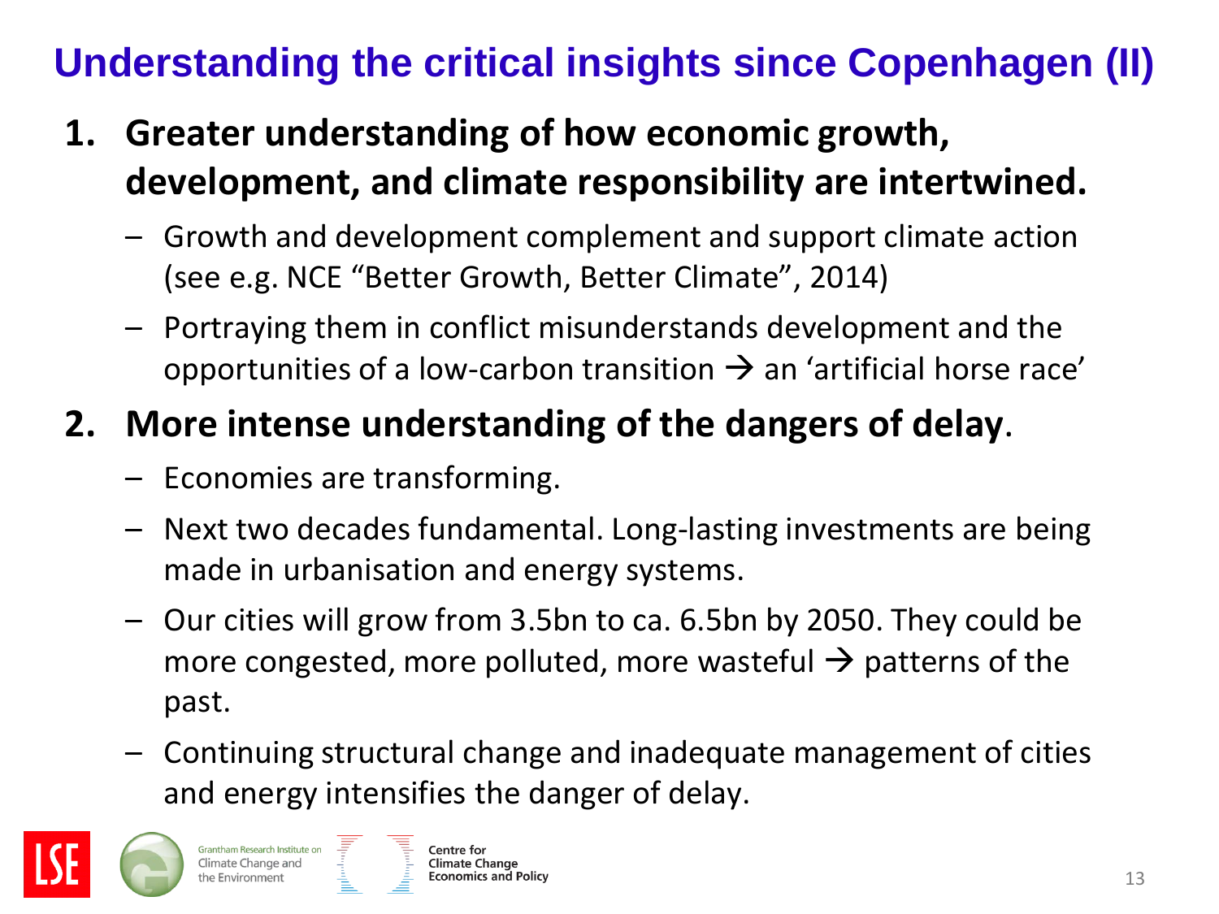# Understanding the critical insights since Copenhagen (II)

1. **Greater understanding of how economic growth, development, and climate responsibility are intertwined.**
   - Growth and development complement and support climate action (see e.g. NCE "Better Growth, Better Climate", 2014)
   - Portraying them in conflict misunderstands development and the opportunities of a low-carbon transition → an 'artificial horse race'

2. **More intense understanding of the dangers of delay**.
   - Economies are transforming.
   - Next two decades fundamental. Long-lasting investments are being made in urbanisation and energy systems.
   - Our cities will grow from 3.5bn to ca. 6.5bn by 2050. They could be more congested, more polluted, more wasteful → patterns of the past.
   - Continuing structural change and inadequate management of cities and energy intensifies the danger of delay.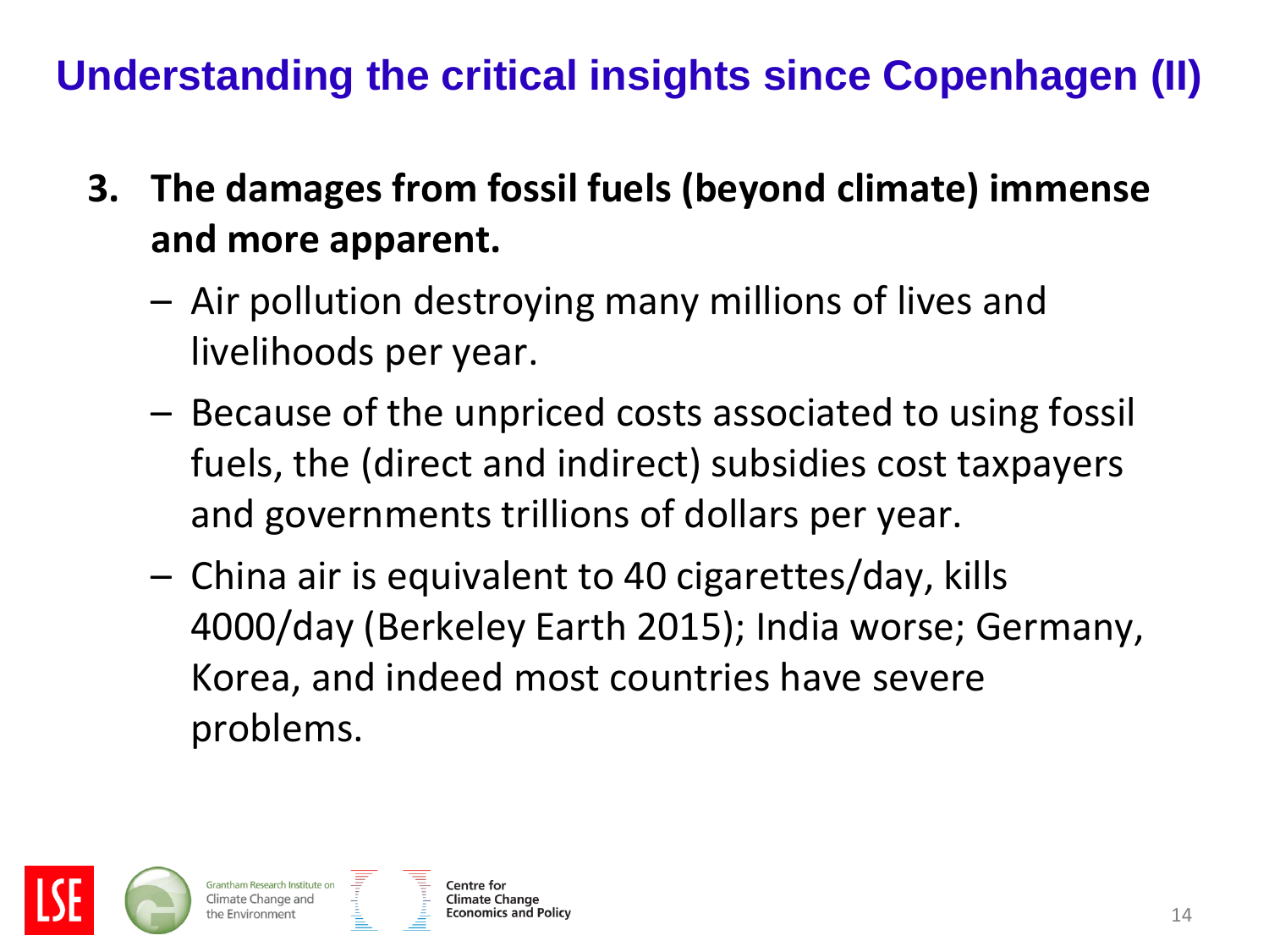## Understanding the critical insights since Copenhagen (II)

3. **The damages from fossil fuels (beyond climate) immense and more apparent.**
   - Air pollution destroying many millions of lives and livelihoods per year.
   - Because of the unpriced costs associated to using fossil fuels, the (direct and indirect) subsidies cost taxpayers and governments trillions of dollars per year.
   - China air is equivalent to 40 cigarettes/day, kills 4000/day (Berkeley Earth 2015); India worse; Germany, Korea, and indeed most countries have severe problems.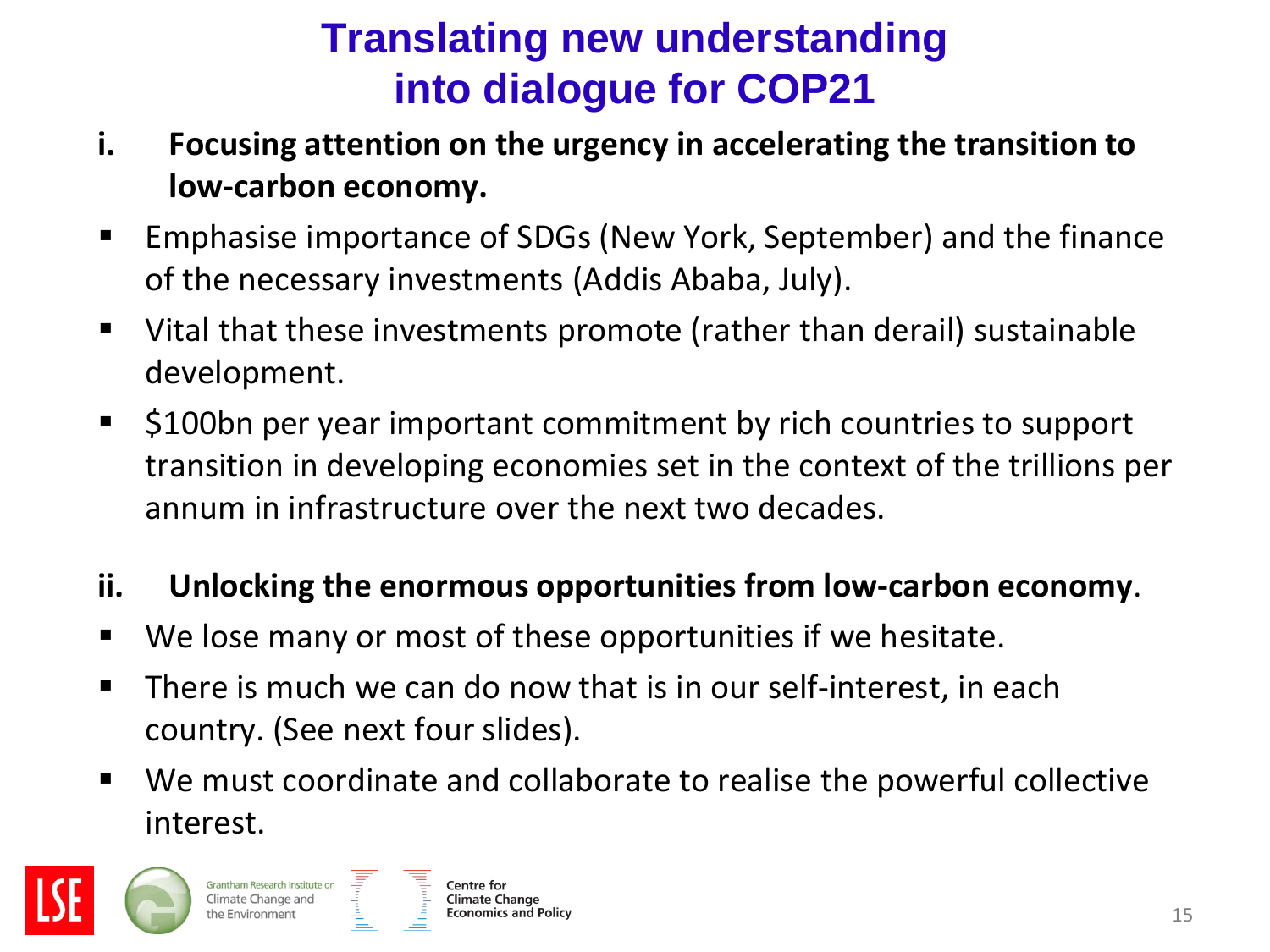# Translating new understanding into dialogue for COP21

**i. Focusing attention on the urgency in accelerating the transition to low-carbon economy.**

- Emphasise importance of SDGs (New York, September) and the finance of the necessary investments (Addis Ababa, July).
- Vital that these investments promote (rather than derail) sustainable development.
- $100bn per year important commitment by rich countries to support transition in developing economies set in the context of the trillions per annum in infrastructure over the next two decades.

**ii. Unlocking the enormous opportunities from low-carbon economy**.

- We lose many or most of these opportunities if we hesitate.
- There is much we can do now that is in our self-interest, in each country. (See next four slides).
- We must coordinate and collaborate to realise the powerful collective interest.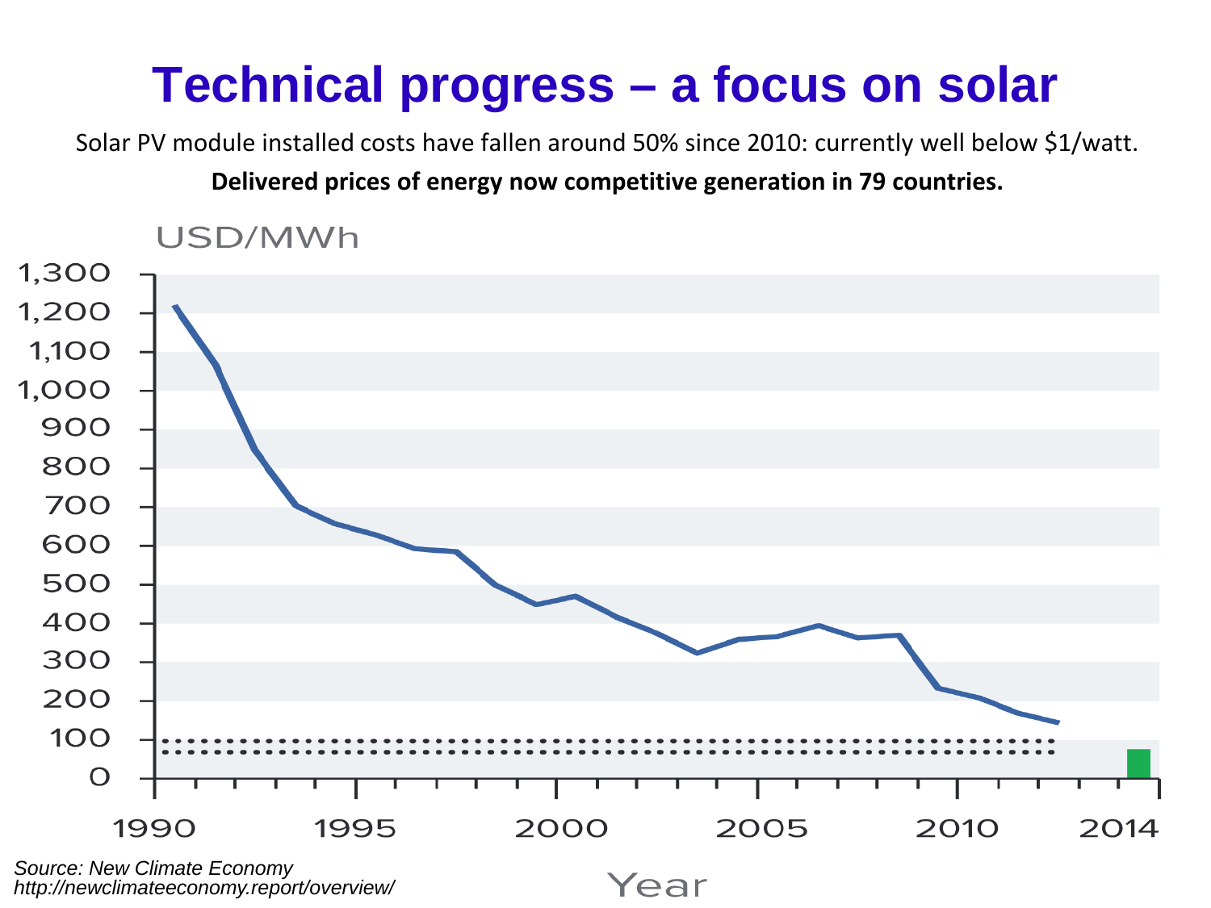# Technical progress – a focus on solar

Solar PV module installed costs have fallen around 50% since 2010: currently well below $1/watt.

**Delivered prices of energy now competitive generation in 79 countries.**

USD/MWh

1,300
1,200
1,100
1,000
900
800
700
600
500
400
300
200
100
0

1990 1995 2000 2005 2010 2014

Year

*Source: New Climate Economy*
*http://newclimateeconomy.report/overview/*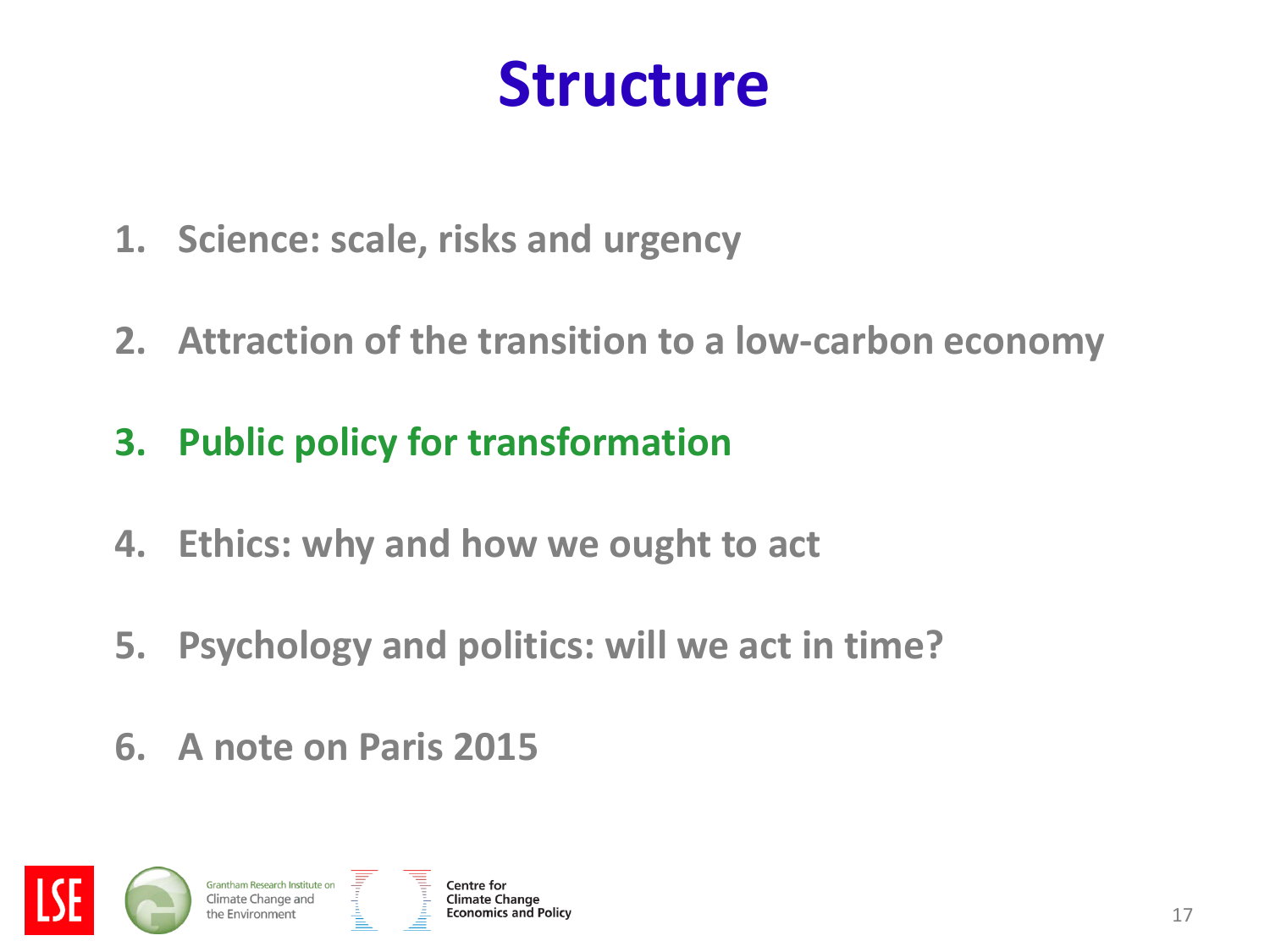# Structure

1. Science: scale, risks and urgency
2. Attraction of the transition to a low-carbon economy
3. **Public policy for transformation**
4. Ethics: why and how we ought to act
5. Psychology and politics: will we act in time?
6. A note on Paris 2015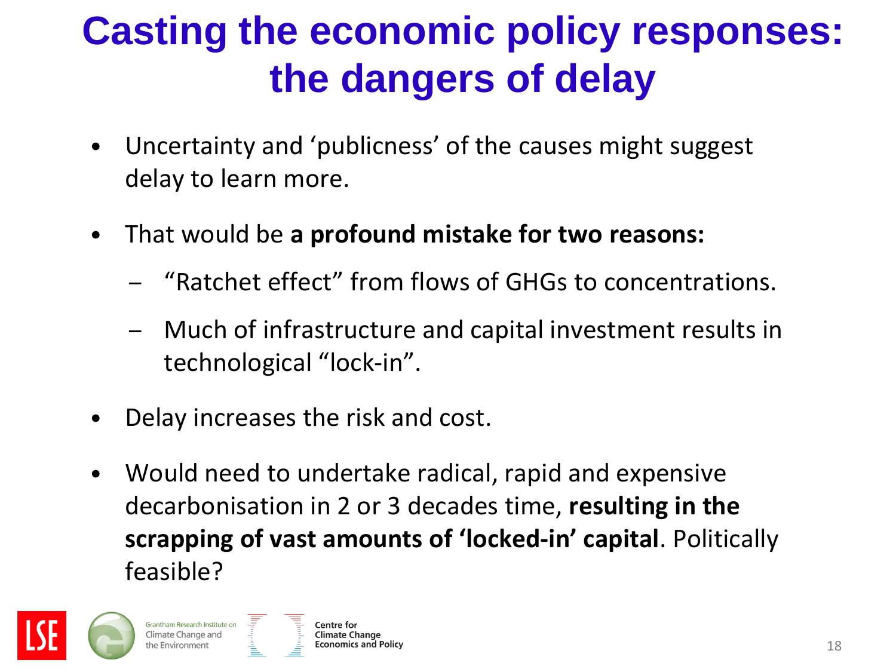# Casting the economic policy responses: the dangers of delay

- Uncertainty and ‘publicness’ of the causes might suggest delay to learn more.
- That would be **a profound mistake for two reasons:**
  - “Ratchet effect” from flows of GHGs to concentrations.
  - Much of infrastructure and capital investment results in technological “lock-in”.
- Delay increases the risk and cost.
- Would need to undertake radical, rapid and expensive decarbonisation in 2 or 3 decades time, **resulting in the scrapping of vast amounts of ‘locked-in’ capital**. Politically feasible?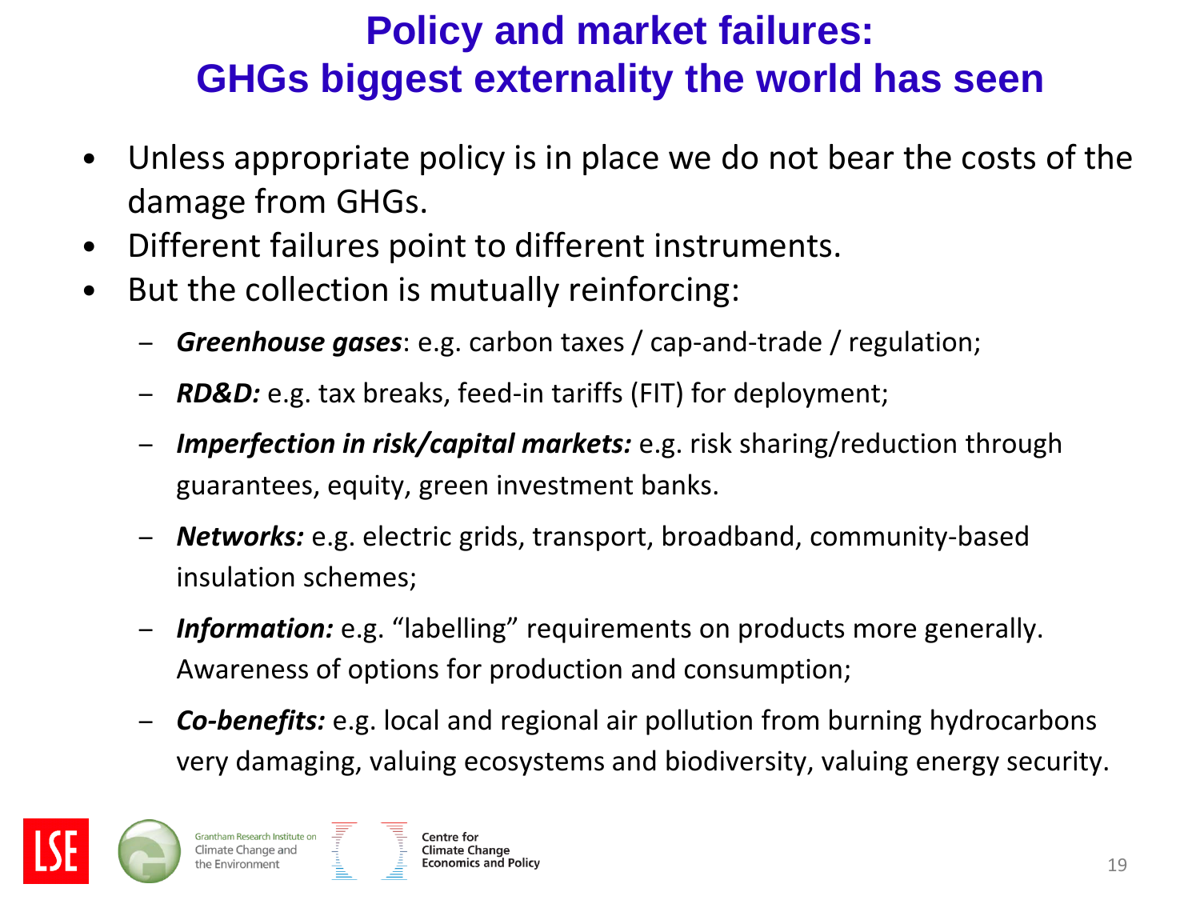# Policy and market failures: GHGs biggest externality the world has seen

- Unless appropriate policy is in place we do not bear the costs of the damage from GHGs.
- Different failures point to different instruments.
- But the collection is mutually reinforcing:
  - ***Greenhouse gases***: e.g. carbon taxes / cap-and-trade / regulation;
  - ***RD&D:*** e.g. tax breaks, feed-in tariffs (FIT) for deployment;
  - ***Imperfection in risk/capital markets:*** e.g. risk sharing/reduction through guarantees, equity, green investment banks.
  - ***Networks:*** e.g. electric grids, transport, broadband, community-based insulation schemes;
  - ***Information:*** e.g. "labelling" requirements on products more generally. Awareness of options for production and consumption;
  - ***Co-benefits:*** e.g. local and regional air pollution from burning hydrocarbons very damaging, valuing ecosystems and biodiversity, valuing energy security.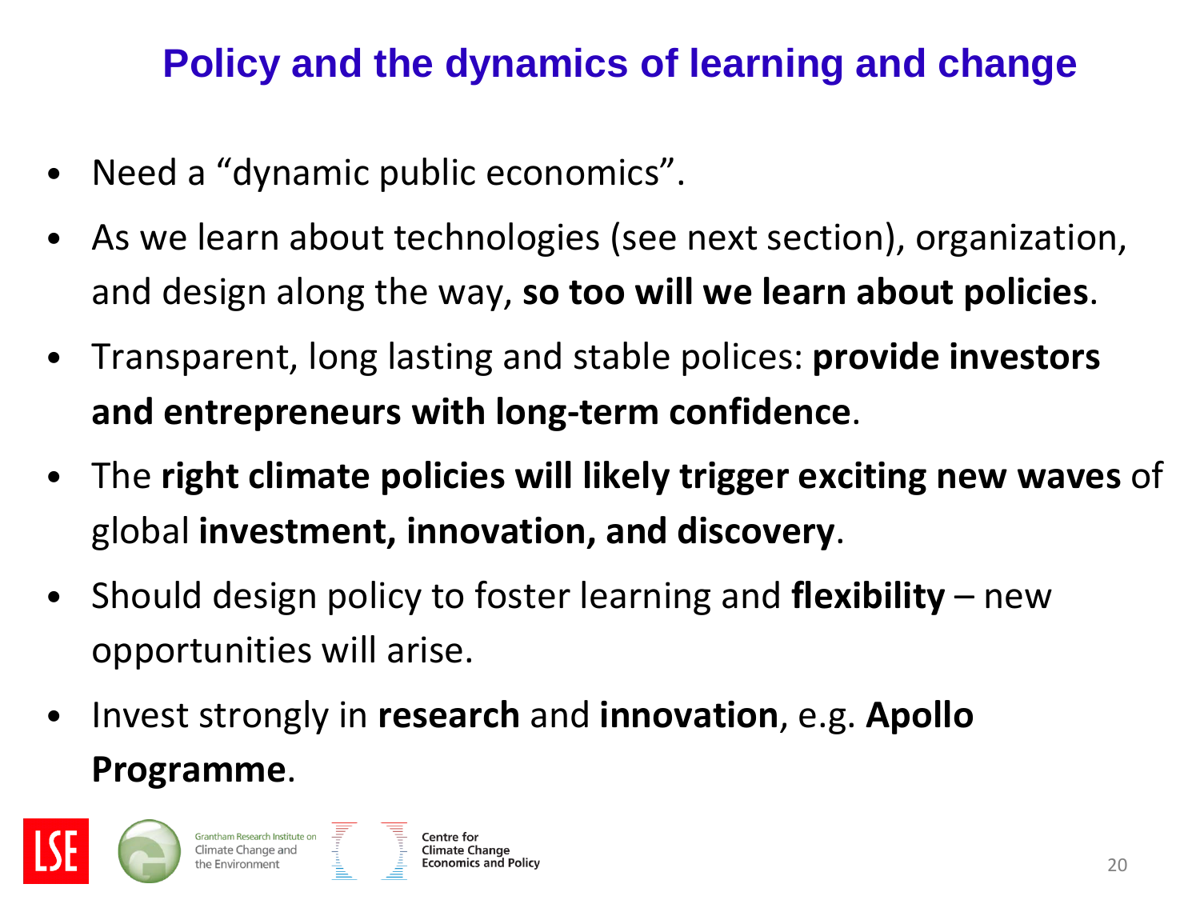# Policy and the dynamics of learning and change

- Need a "dynamic public economics".
- As we learn about technologies (see next section), organization, and design along the way, **so too will we learn about policies**.
- Transparent, long lasting and stable polices: **provide investors and entrepreneurs with long-term confidence**.
- The **right climate policies will likely trigger exciting new waves** of global **investment, innovation, and discovery**.
- Should design policy to foster learning and **flexibility** – new opportunities will arise.
- Invest strongly in **research** and **innovation**, e.g. **Apollo Programme**.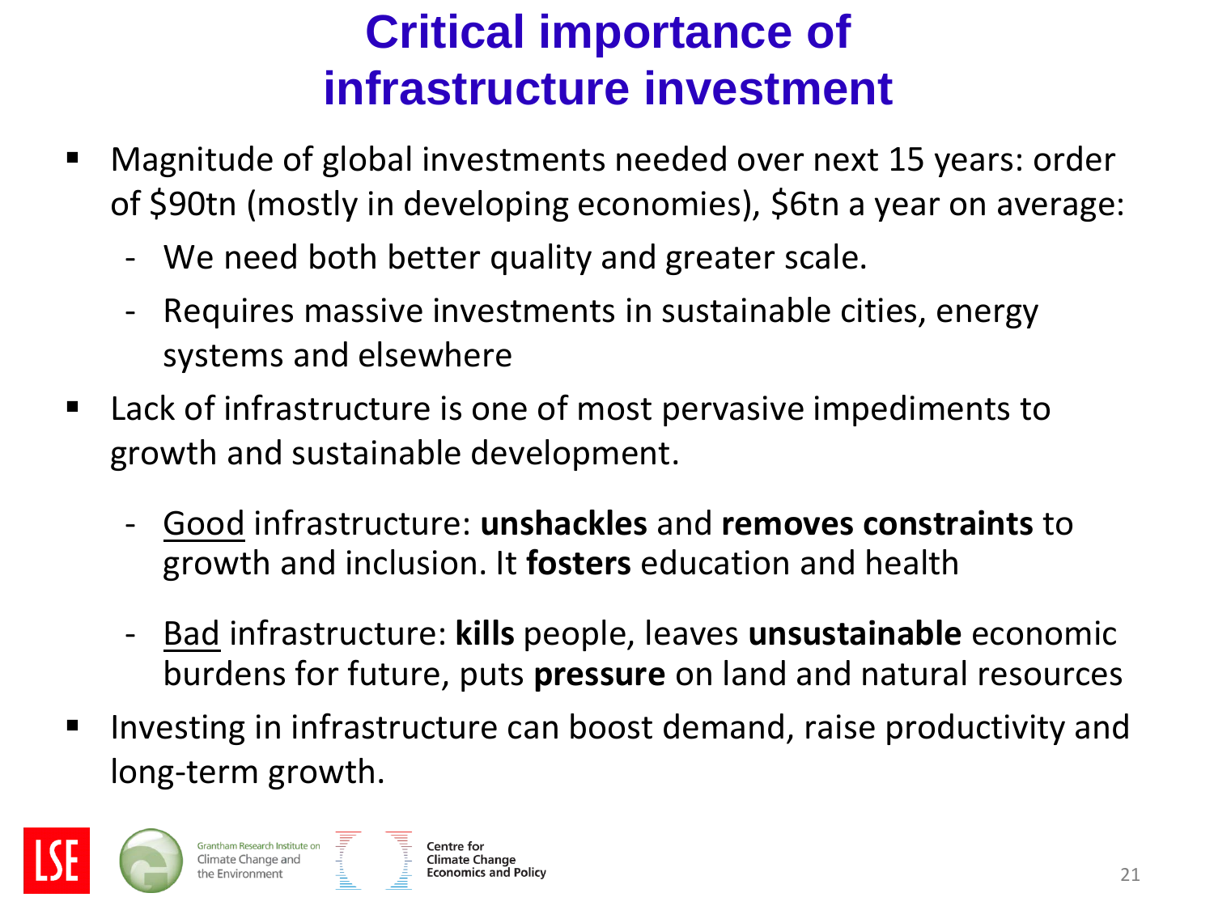# Critical importance of infrastructure investment

- Magnitude of global investments needed over next 15 years: order of $90tn (mostly in developing economies), $6tn a year on average:
  - We need both better quality and greater scale.
  - Requires massive investments in sustainable cities, energy systems and elsewhere
- Lack of infrastructure is one of most pervasive impediments to growth and sustainable development.
  - <u>Good</u> infrastructure: **unshackles** and **removes constraints** to growth and inclusion. It **fosters** education and health
  - <u>Bad</u> infrastructure: **kills** people, leaves **unsustainable** economic burdens for future, puts **pressure** on land and natural resources
- Investing in infrastructure can boost demand, raise productivity and long-term growth.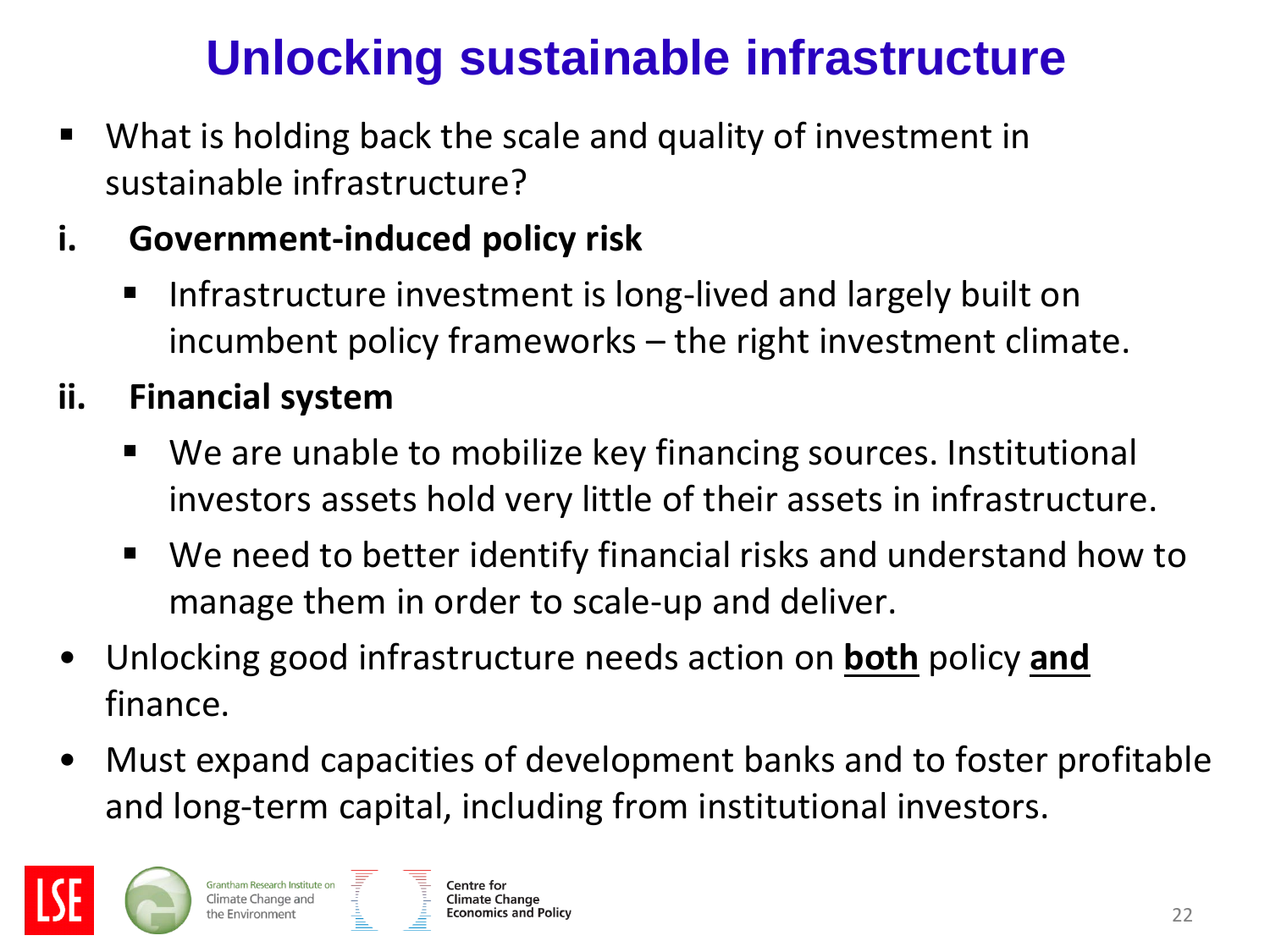# Unlocking sustainable infrastructure

- What is holding back the scale and quality of investment in sustainable infrastructure?

**i. Government-induced policy risk**

- Infrastructure investment is long-lived and largely built on incumbent policy frameworks – the right investment climate.

**ii. Financial system**

- We are unable to mobilize key financing sources. Institutional investors assets hold very little of their assets in infrastructure.
- We need to better identify financial risks and understand how to manage them in order to scale-up and deliver.

- Unlocking good infrastructure needs action on **<u>both</u>** policy **<u>and</u>** finance.
- Must expand capacities of development banks and to foster profitable and long-term capital, including from institutional investors.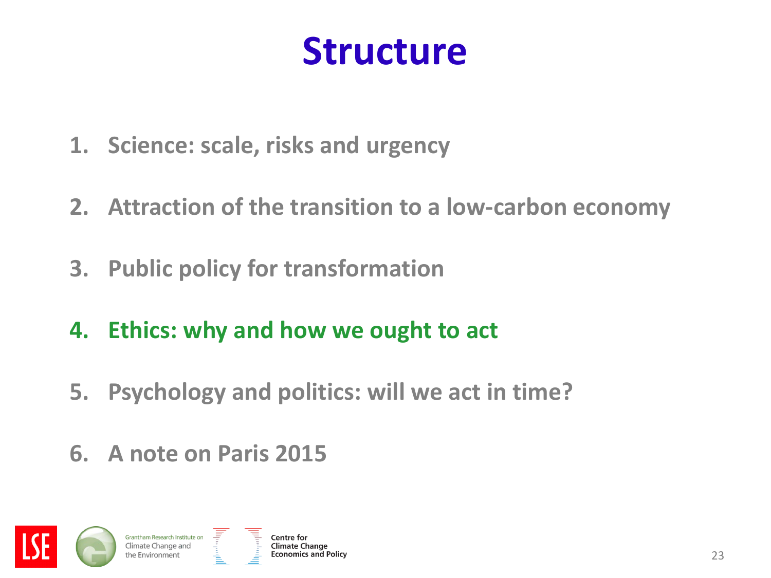# Structure

1. Science: scale, risks and urgency
2. Attraction of the transition to a low-carbon economy
3. Public policy for transformation
4. **Ethics: why and how we ought to act**
5. Psychology and politics: will we act in time?
6. A note on Paris 2015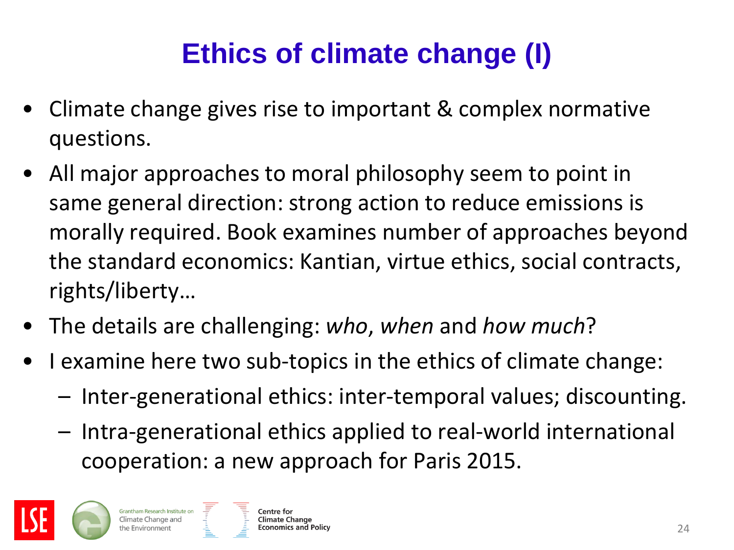# Ethics of climate change (I)

- Climate change gives rise to important & complex normative questions.
- All major approaches to moral philosophy seem to point in same general direction: strong action to reduce emissions is morally required. Book examines number of approaches beyond the standard economics: Kantian, virtue ethics, social contracts, rights/liberty…
- The details are challenging: *who*, *when* and *how much*?
- I examine here two sub-topics in the ethics of climate change:
  - Inter-generational ethics: inter-temporal values; discounting.
  - Intra-generational ethics applied to real-world international cooperation: a new approach for Paris 2015.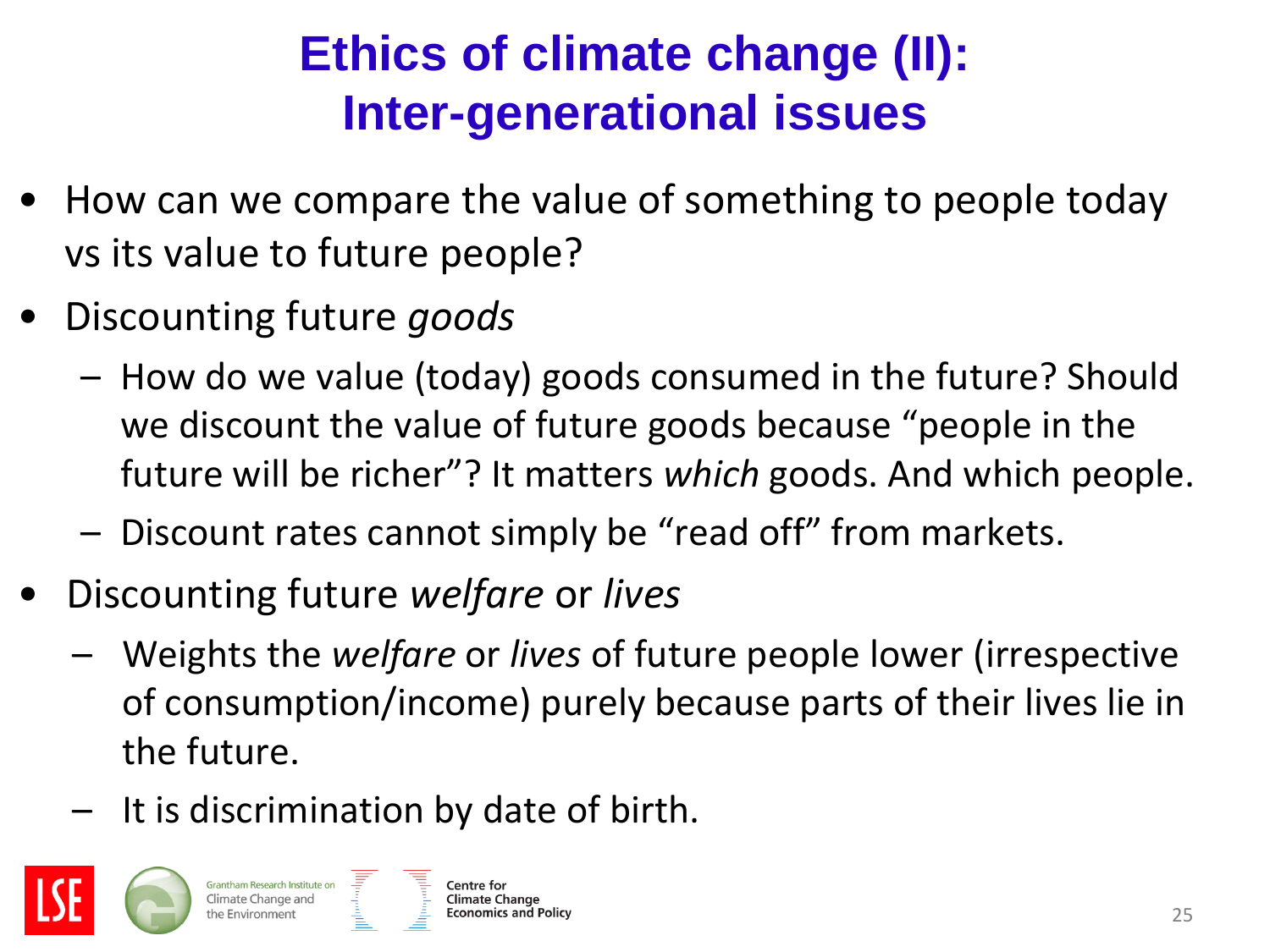# Ethics of climate change (II): Inter-generational issues

- How can we compare the value of something to people today vs its value to future people?
- Discounting future *goods*
  - How do we value (today) goods consumed in the future? Should we discount the value of future goods because "people in the future will be richer"? It matters *which* goods. And which people.
  - Discount rates cannot simply be "read off" from markets.
- Discounting future *welfare* or *lives*
  - Weights the *welfare* or *lives* of future people lower (irrespective of consumption/income) purely because parts of their lives lie in the future.
  - It is discrimination by date of birth.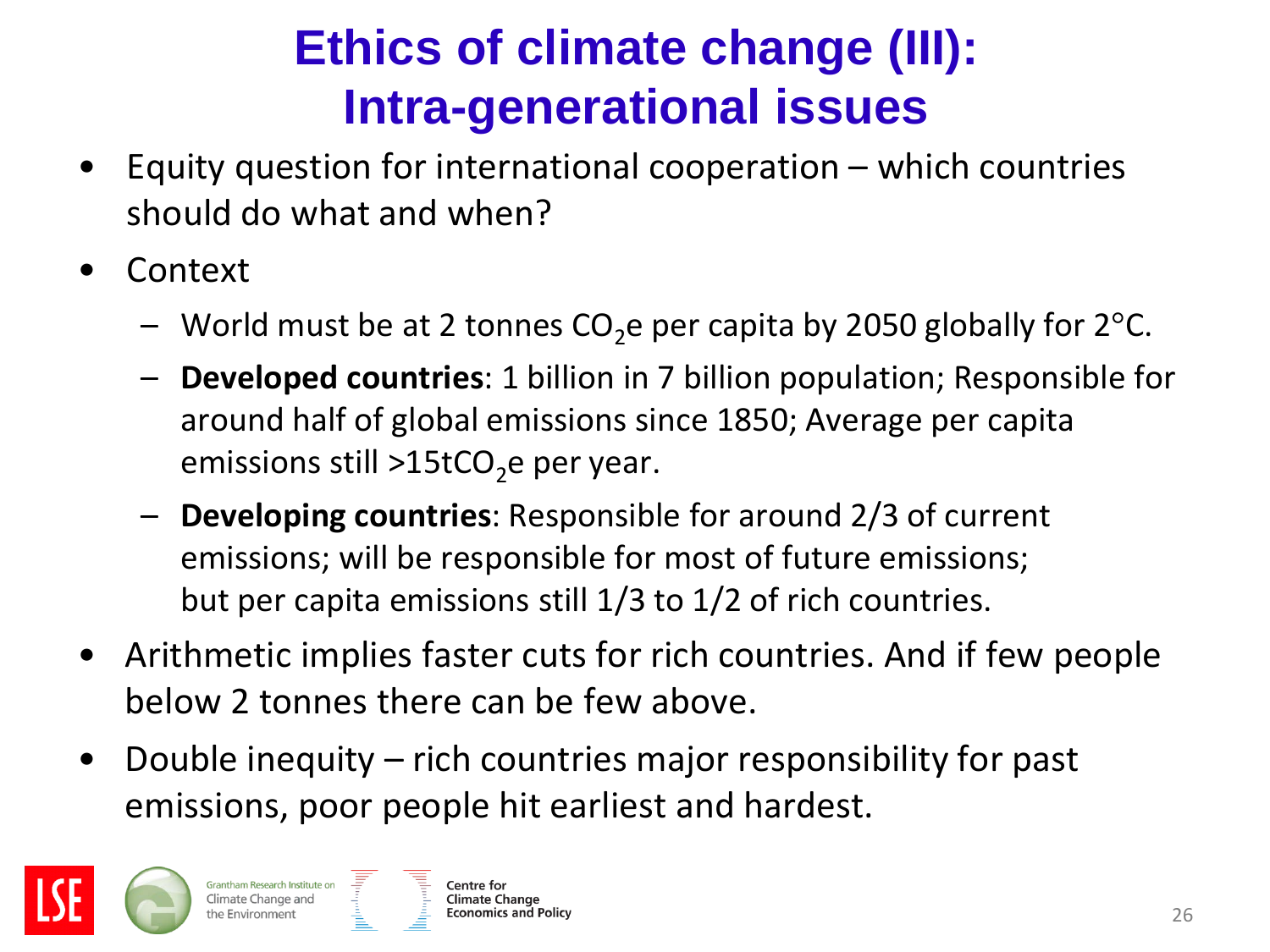# Ethics of climate change (III): Intra-generational issues

- Equity question for international cooperation – which countries should do what and when?
- Context
  - World must be at 2 tonnes $CO_2$e per capita by 2050 globally for 2°C.
  - **Developed countries**: 1 billion in 7 billion population; Responsible for around half of global emissions since 1850; Average per capita emissions still >15t$CO_2$e per year.
  - **Developing countries**: Responsible for around 2/3 of current emissions; will be responsible for most of future emissions; but per capita emissions still 1/3 to 1/2 of rich countries.
- Arithmetic implies faster cuts for rich countries. And if few people below 2 tonnes there can be few above.
- Double inequity – rich countries major responsibility for past emissions, poor people hit earliest and hardest.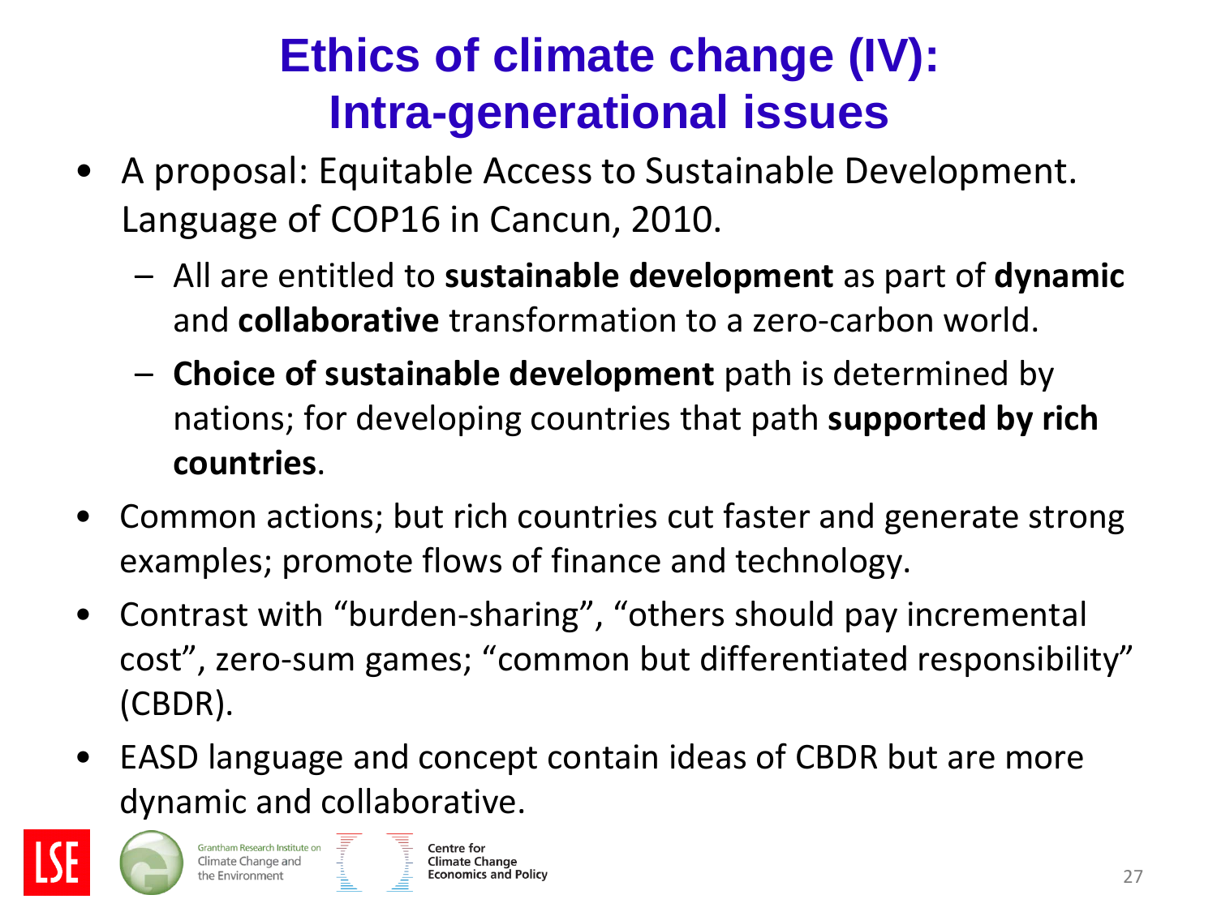# Ethics of climate change (IV): Intra-generational issues

- A proposal: Equitable Access to Sustainable Development. Language of COP16 in Cancun, 2010.
  - All are entitled to **sustainable development** as part of **dynamic** and **collaborative** transformation to a zero-carbon world.
  - **Choice of sustainable development** path is determined by nations; for developing countries that path **supported by rich countries**.
- Common actions; but rich countries cut faster and generate strong examples; promote flows of finance and technology.
- Contrast with "burden-sharing", "others should pay incremental cost", zero-sum games; "common but differentiated responsibility" (CBDR).
- EASD language and concept contain ideas of CBDR but are more dynamic and collaborative.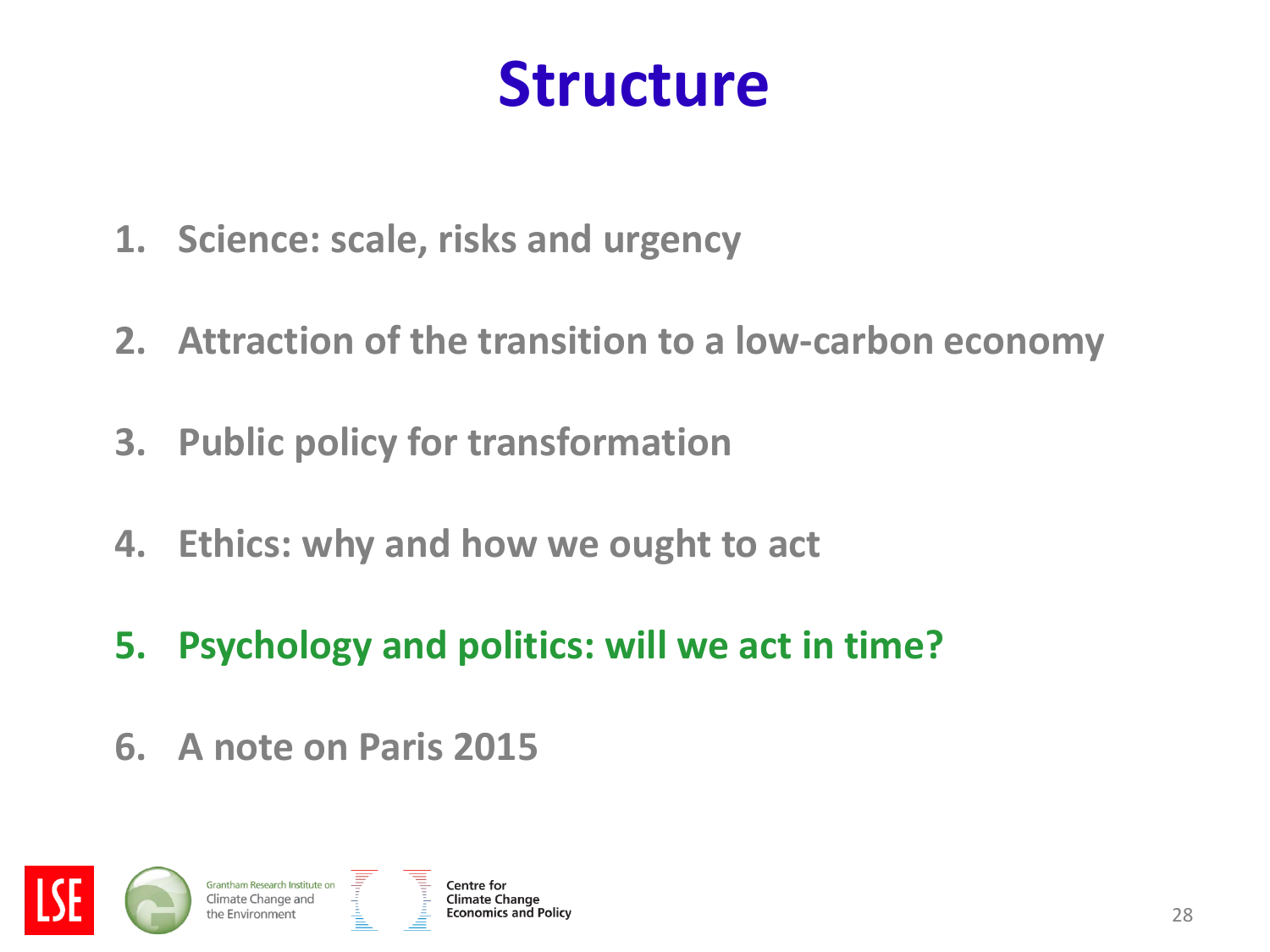# Structure

1. Science: scale, risks and urgency
2. Attraction of the transition to a low-carbon economy
3. Public policy for transformation
4. Ethics: why and how we ought to act
5. **Psychology and politics: will we act in time?**
6. A note on Paris 2015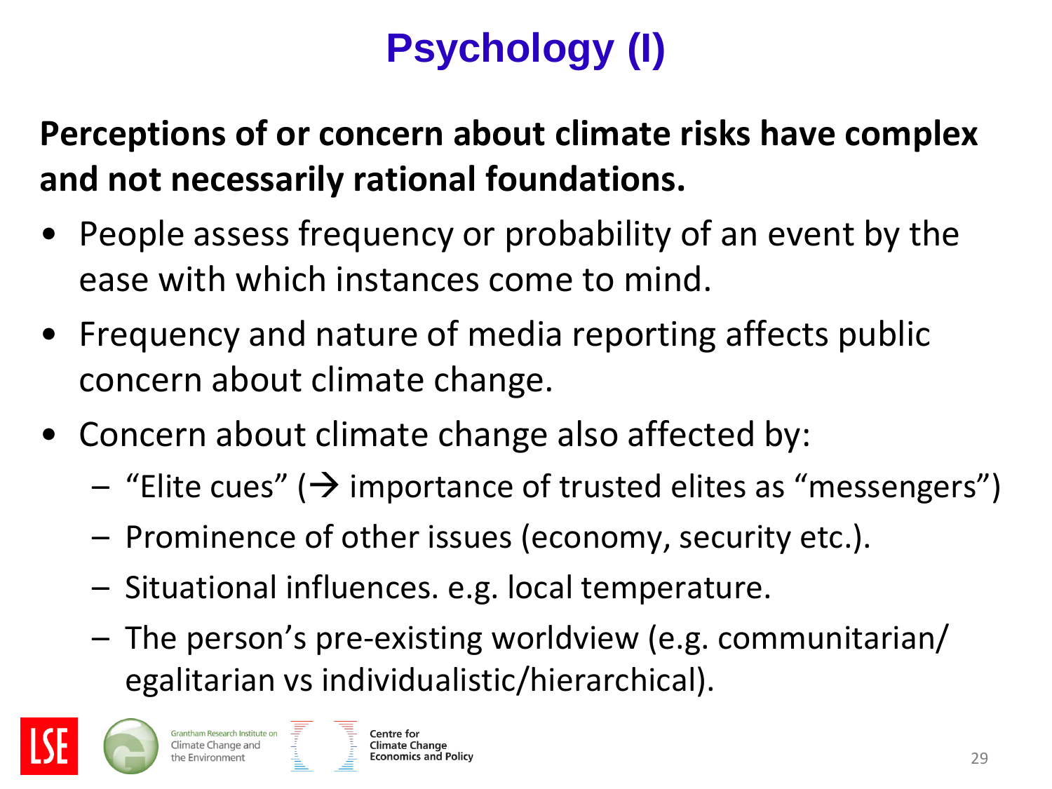# Psychology (I)

**Perceptions of or concern about climate risks have complex and not necessarily rational foundations.**

- People assess frequency or probability of an event by the ease with which instances come to mind.
- Frequency and nature of media reporting affects public concern about climate change.
- Concern about climate change also affected by:
  - "Elite cues" (→ importance of trusted elites as "messengers")
  - Prominence of other issues (economy, security etc.).
  - Situational influences. e.g. local temperature.
  - The person's pre-existing worldview (e.g. communitarian/ egalitarian vs individualistic/hierarchical).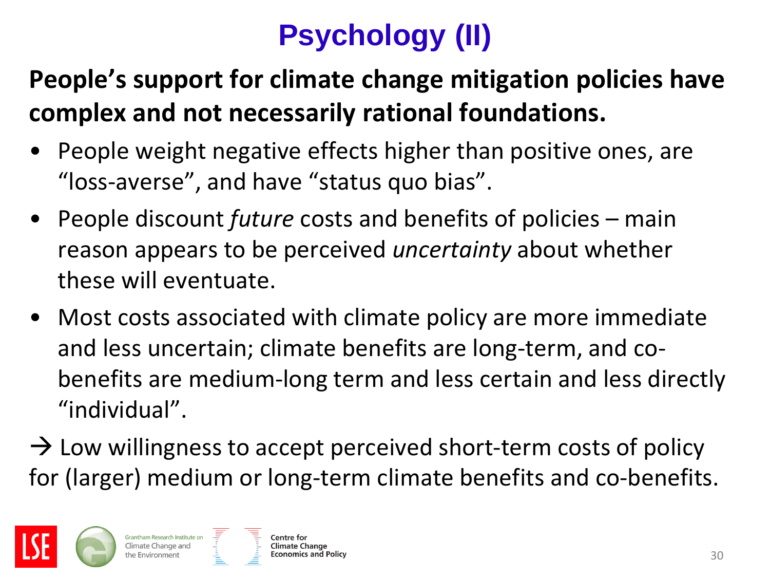# Psychology (II)

**People's support for climate change mitigation policies have complex and not necessarily rational foundations.**

- People weight negative effects higher than positive ones, are "loss-averse", and have "status quo bias".
- People discount *future* costs and benefits of policies – main reason appears to be perceived *uncertainty* about whether these will eventuate.
- Most costs associated with climate policy are more immediate and less uncertain; climate benefits are long-term, and co-benefits are medium-long term and less certain and less directly "individual".

→ Low willingness to accept perceived short-term costs of policy for (larger) medium or long-term climate benefits and co-benefits.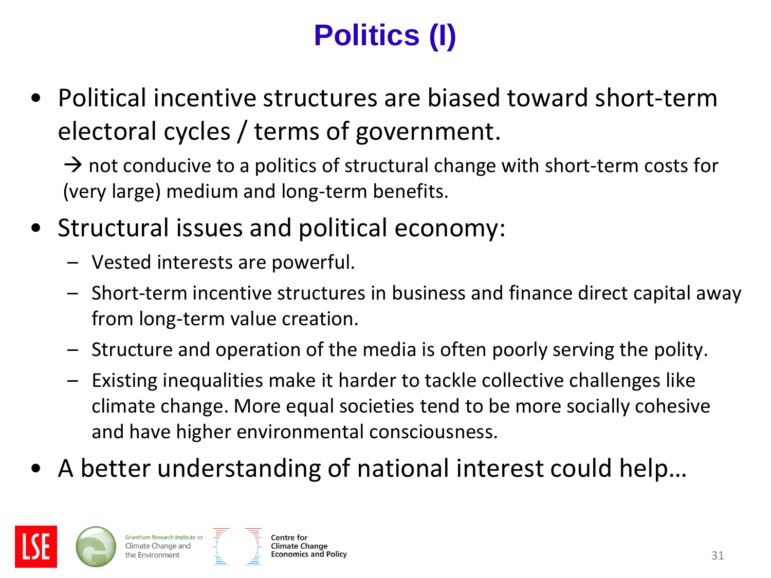# Politics (I)

- Political incentive structures are biased toward short-term electoral cycles / terms of government.

  → not conducive to a politics of structural change with short-term costs for (very large) medium and long-term benefits.

- Structural issues and political economy:
  - Vested interests are powerful.
  - Short-term incentive structures in business and finance direct capital away from long-term value creation.
  - Structure and operation of the media is often poorly serving the polity.
  - Existing inequalities make it harder to tackle collective challenges like climate change. More equal societies tend to be more socially cohesive and have higher environmental consciousness.

- A better understanding of national interest could help…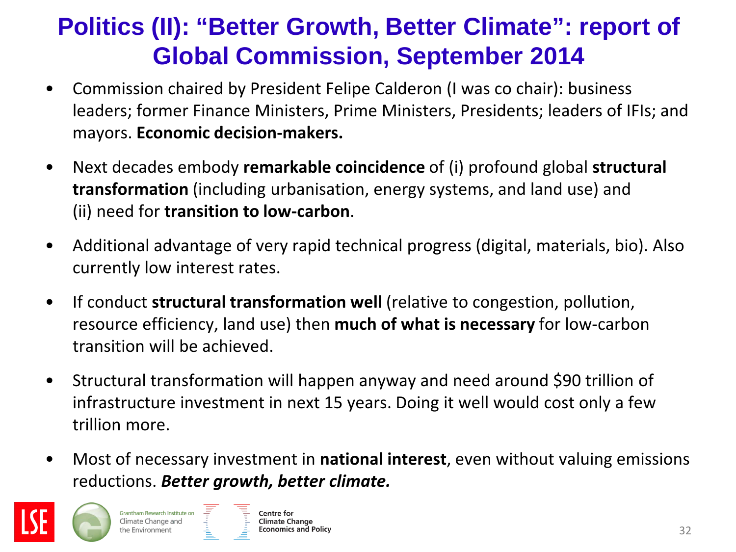# Politics (II): “Better Growth, Better Climate”: report of Global Commission, September 2014

- Commission chaired by President Felipe Calderon (I was co chair): business leaders; former Finance Ministers, Prime Ministers, Presidents; leaders of IFIs; and mayors. **Economic decision-makers.**
- Next decades embody **remarkable coincidence** of (i) profound global **structural transformation** (including urbanisation, energy systems, and land use) and (ii) need for **transition to low-carbon**.
- Additional advantage of very rapid technical progress (digital, materials, bio). Also currently low interest rates.
- If conduct **structural transformation well** (relative to congestion, pollution, resource efficiency, land use) then **much of what is necessary** for low-carbon transition will be achieved.
- Structural transformation will happen anyway and need around $90 trillion of infrastructure investment in next 15 years. Doing it well would cost only a few trillion more.
- Most of necessary investment in **national interest**, even without valuing emissions reductions. ***Better growth, better climate.***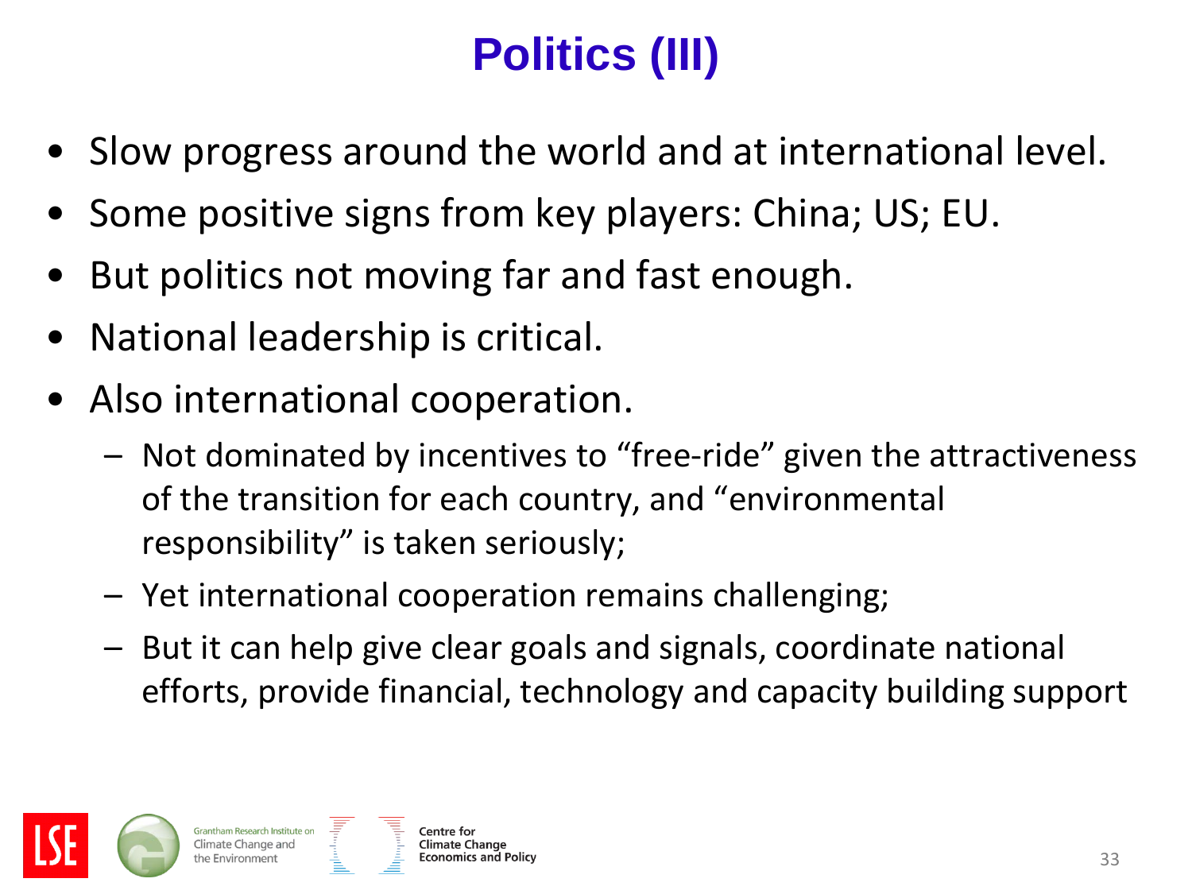# Politics (III)

- Slow progress around the world and at international level.
- Some positive signs from key players: China; US; EU.
- But politics not moving far and fast enough.
- National leadership is critical.
- Also international cooperation.
  - Not dominated by incentives to “free-ride” given the attractiveness of the transition for each country, and “environmental responsibility” is taken seriously;
  - Yet international cooperation remains challenging;
  - But it can help give clear goals and signals, coordinate national efforts, provide financial, technology and capacity building support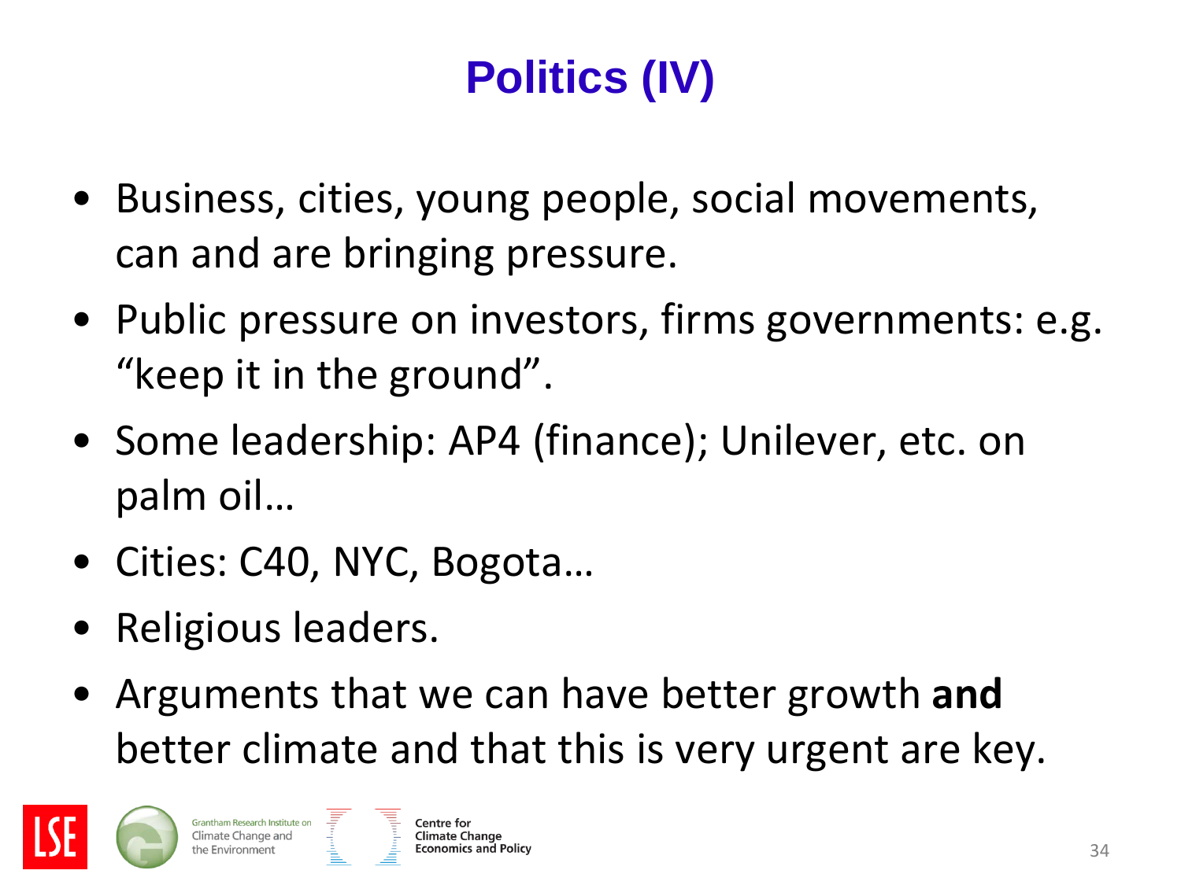# Politics (IV)

- Business, cities, young people, social movements, can and are bringing pressure.
- Public pressure on investors, firms governments: e.g. "keep it in the ground".
- Some leadership: AP4 (finance); Unilever, etc. on palm oil…
- Cities: C40, NYC, Bogota…
- Religious leaders.
- Arguments that we can have better growth **and** better climate and that this is very urgent are key.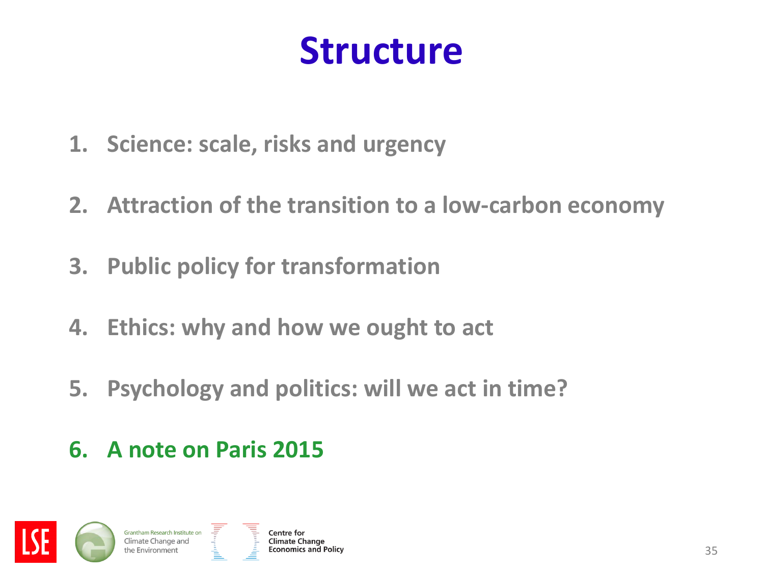# Structure

1. Science: scale, risks and urgency
2. Attraction of the transition to a low-carbon economy
3. Public policy for transformation
4. Ethics: why and how we ought to act
5. Psychology and politics: will we act in time?
6. **A note on Paris 2015**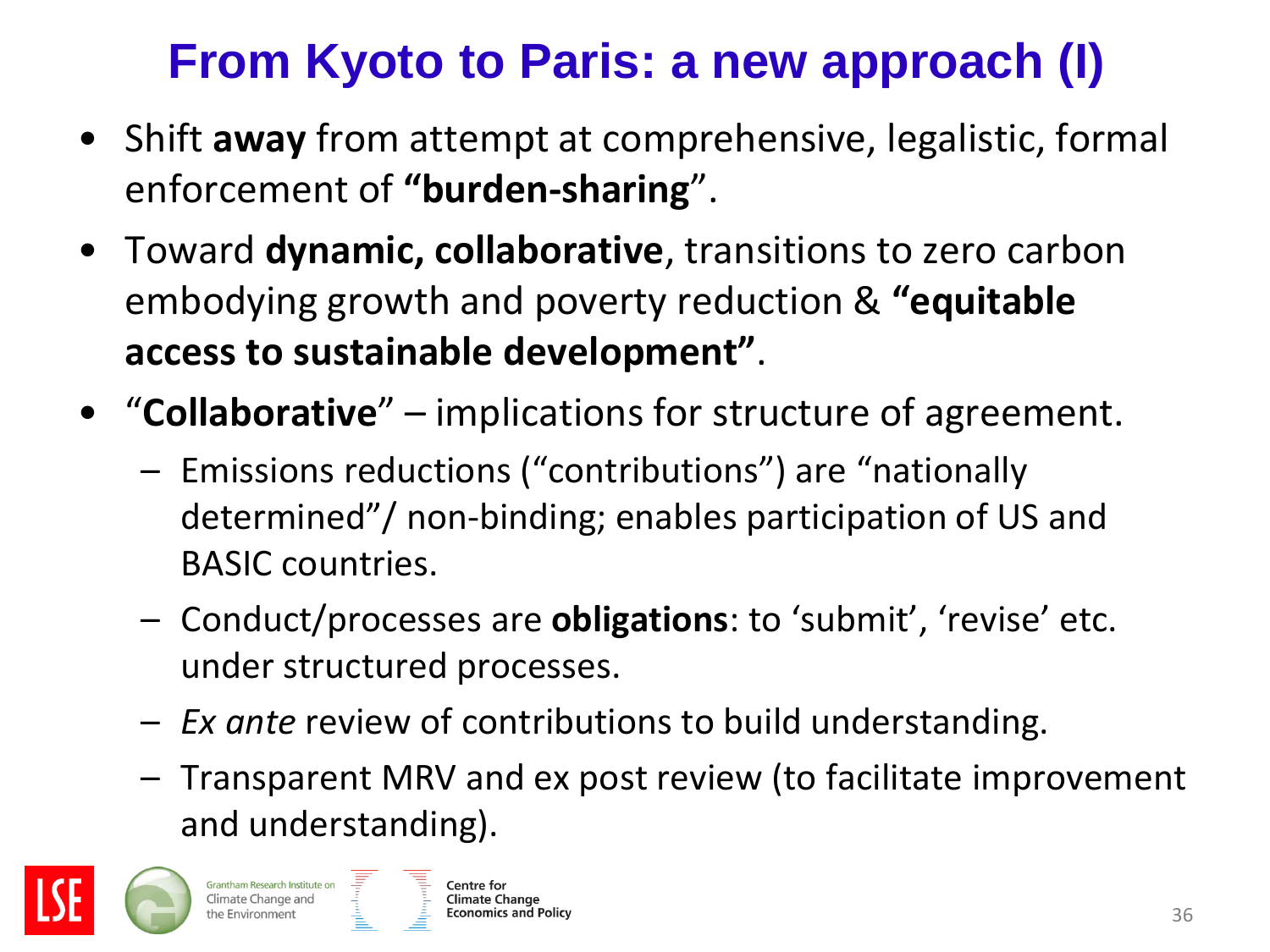# From Kyoto to Paris: a new approach (I)

- Shift **away** from attempt at comprehensive, legalistic, formal enforcement of **"burden-sharing**".
- Toward **dynamic, collaborative**, transitions to zero carbon embodying growth and poverty reduction & **"equitable access to sustainable development"**.
- "**Collaborative**" – implications for structure of agreement.
  - Emissions reductions ("contributions") are "nationally determined"/ non-binding; enables participation of US and BASIC countries.
  - Conduct/processes are **obligations**: to 'submit', 'revise' etc. under structured processes.
  - *Ex ante* review of contributions to build understanding.
  - Transparent MRV and ex post review (to facilitate improvement and understanding).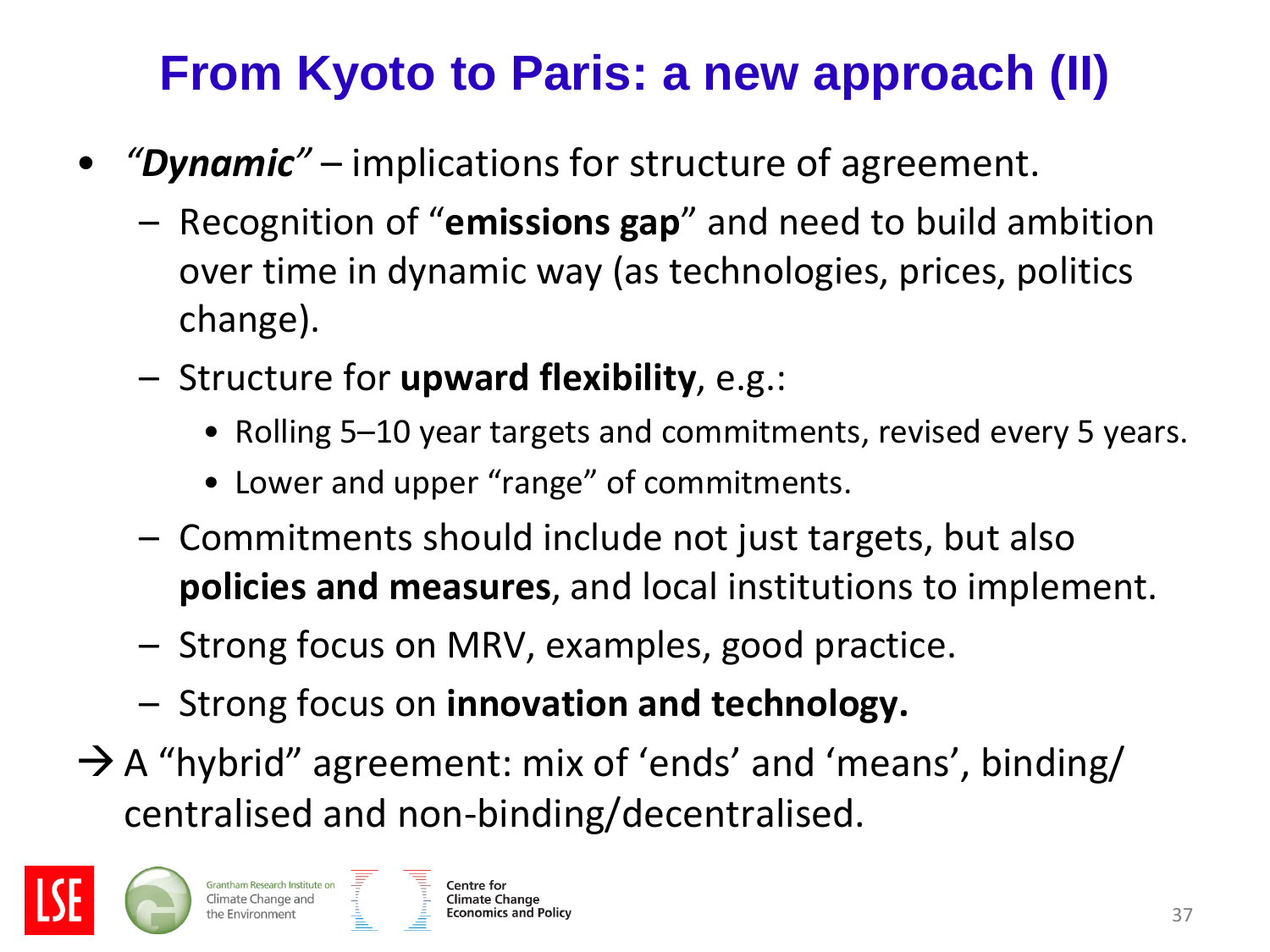# From Kyoto to Paris: a new approach (II)

- *"**Dynamic**"* – implications for structure of agreement.
  - Recognition of "**emissions gap**" and need to build ambition over time in dynamic way (as technologies, prices, politics change).
  - Structure for **upward flexibility**, e.g.:
    - Rolling 5–10 year targets and commitments, revised every 5 years.
    - Lower and upper "range" of commitments.
  - Commitments should include not just targets, but also **policies and measures**, and local institutions to implement.
  - Strong focus on MRV, examples, good practice.
  - Strong focus on **innovation and technology.**

→ A "hybrid" agreement: mix of 'ends' and 'means', binding/ centralised and non-binding/decentralised.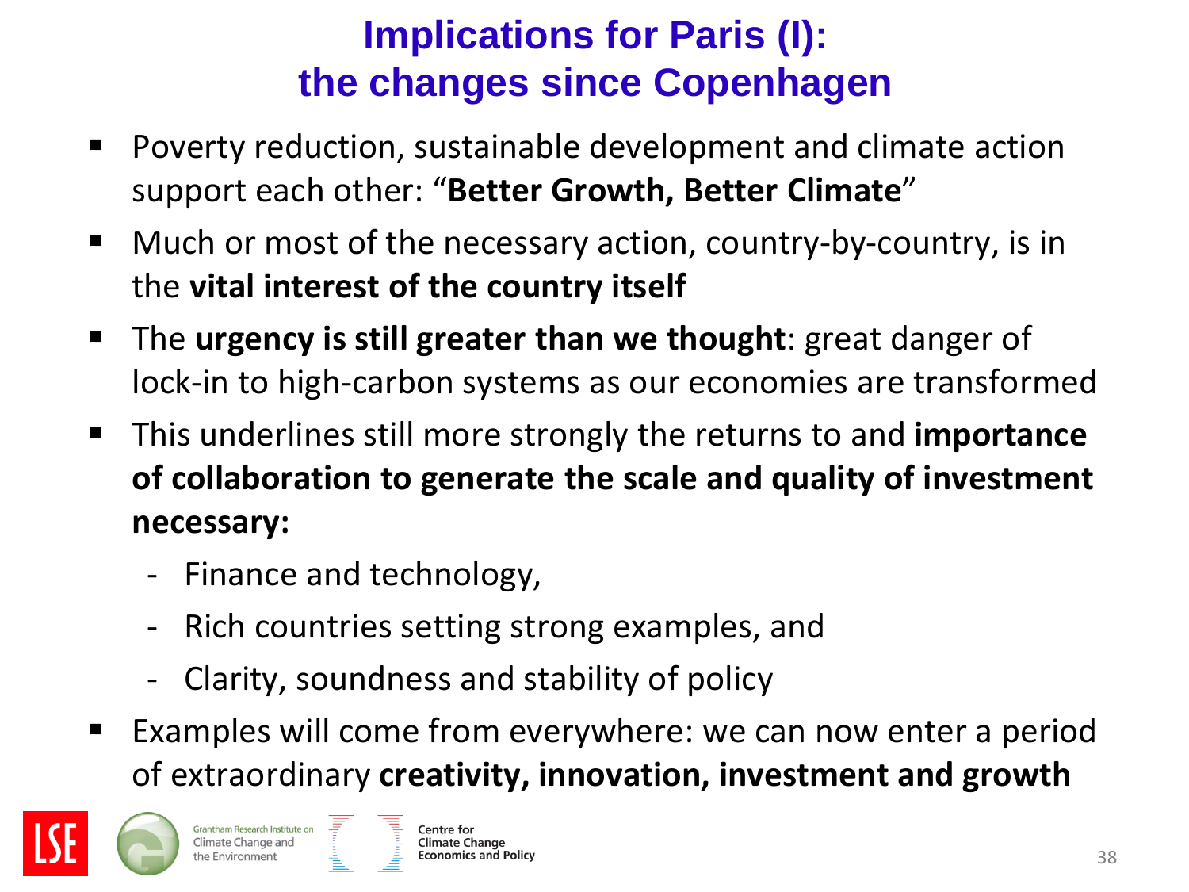# Implications for Paris (I): the changes since Copenhagen

- Poverty reduction, sustainable development and climate action support each other: "**Better Growth, Better Climate**"
- Much or most of the necessary action, country-by-country, is in the **vital interest of the country itself**
- The **urgency is still greater than we thought**: great danger of lock-in to high-carbon systems as our economies are transformed
- This underlines still more strongly the returns to and **importance of collaboration to generate the scale and quality of investment necessary:**
  - Finance and technology,
  - Rich countries setting strong examples, and
  - Clarity, soundness and stability of policy
- Examples will come from everywhere: we can now enter a period of extraordinary **creativity, innovation, investment and growth**

LSE | Grantham Research Institute on Climate Change and the Environment | Centre for Climate Change Economics and Policy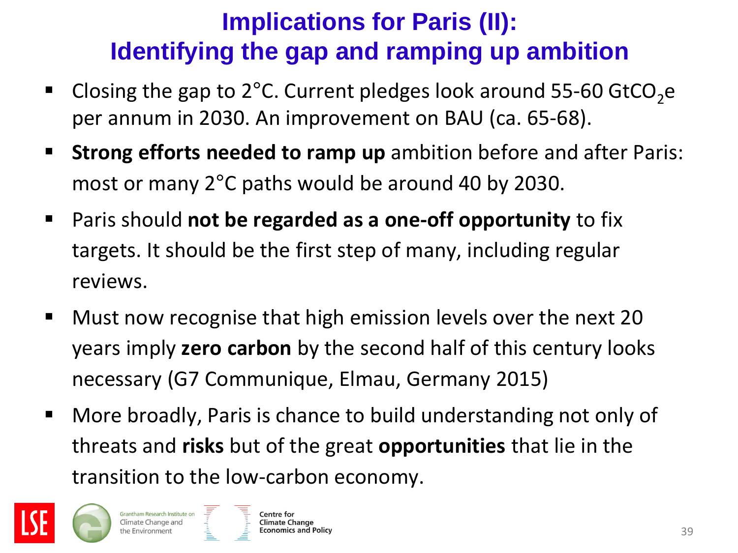# Implications for Paris (II): Identifying the gap and ramping up ambition

- Closing the gap to 2°C. Current pledges look around 55-60 $GtCO_2e$ per annum in 2030. An improvement on BAU (ca. 65-68).
- **Strong efforts needed to ramp up** ambition before and after Paris: most or many 2°C paths would be around 40 by 2030.
- Paris should **not be regarded as a one-off opportunity** to fix targets. It should be the first step of many, including regular reviews.
- Must now recognise that high emission levels over the next 20 years imply **zero carbon** by the second half of this century looks necessary (G7 Communique, Elmau, Germany 2015)
- More broadly, Paris is chance to build understanding not only of threats and **risks** but of the great **opportunities** that lie in the transition to the low-carbon economy.

LSE | Grantham Research Institute on Climate Change and the Environment | Centre for Climate Change Economics and Policy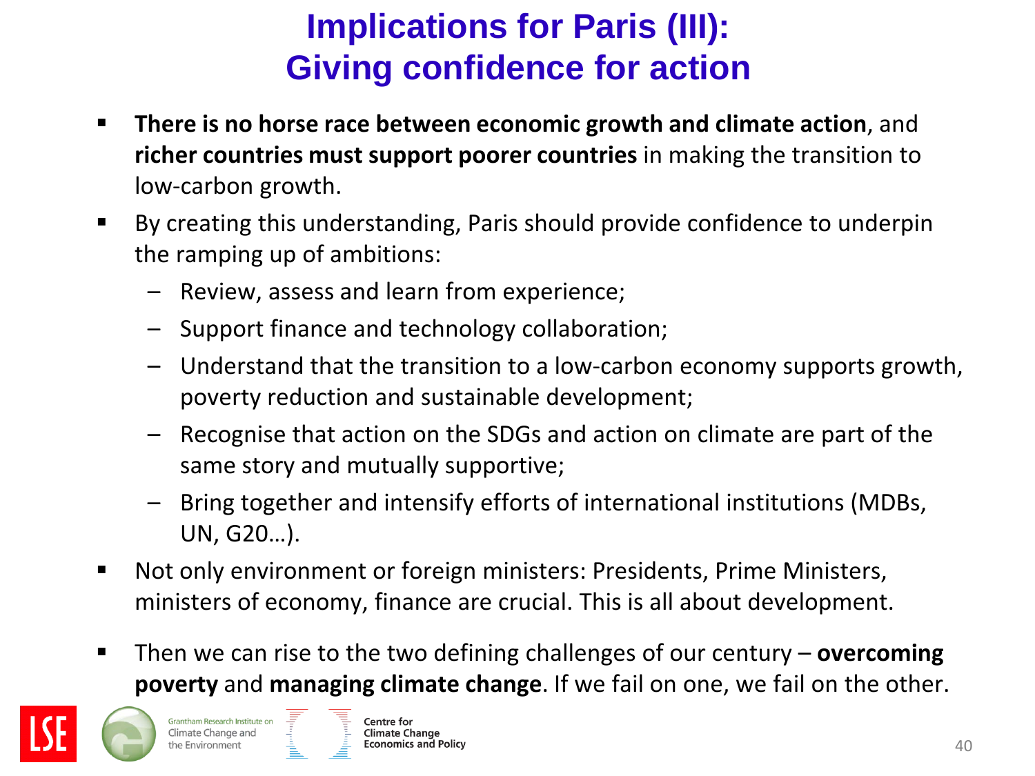# Implications for Paris (III): Giving confidence for action

- **There is no horse race between economic growth and climate action**, and **richer countries must support poorer countries** in making the transition to low-carbon growth.
- By creating this understanding, Paris should provide confidence to underpin the ramping up of ambitions:
  - Review, assess and learn from experience;
  - Support finance and technology collaboration;
  - Understand that the transition to a low-carbon economy supports growth, poverty reduction and sustainable development;
  - Recognise that action on the SDGs and action on climate are part of the same story and mutually supportive;
  - Bring together and intensify efforts of international institutions (MDBs, UN, G20…).
- Not only environment or foreign ministers: Presidents, Prime Ministers, ministers of economy, finance are crucial. This is all about development.
- Then we can rise to the two defining challenges of our century – **overcoming poverty** and **managing climate change**. If we fail on one, we fail on the other.

LSE

Grantham Research Institute on Climate Change and the Environment

Centre for Climate Change Economics and Policy